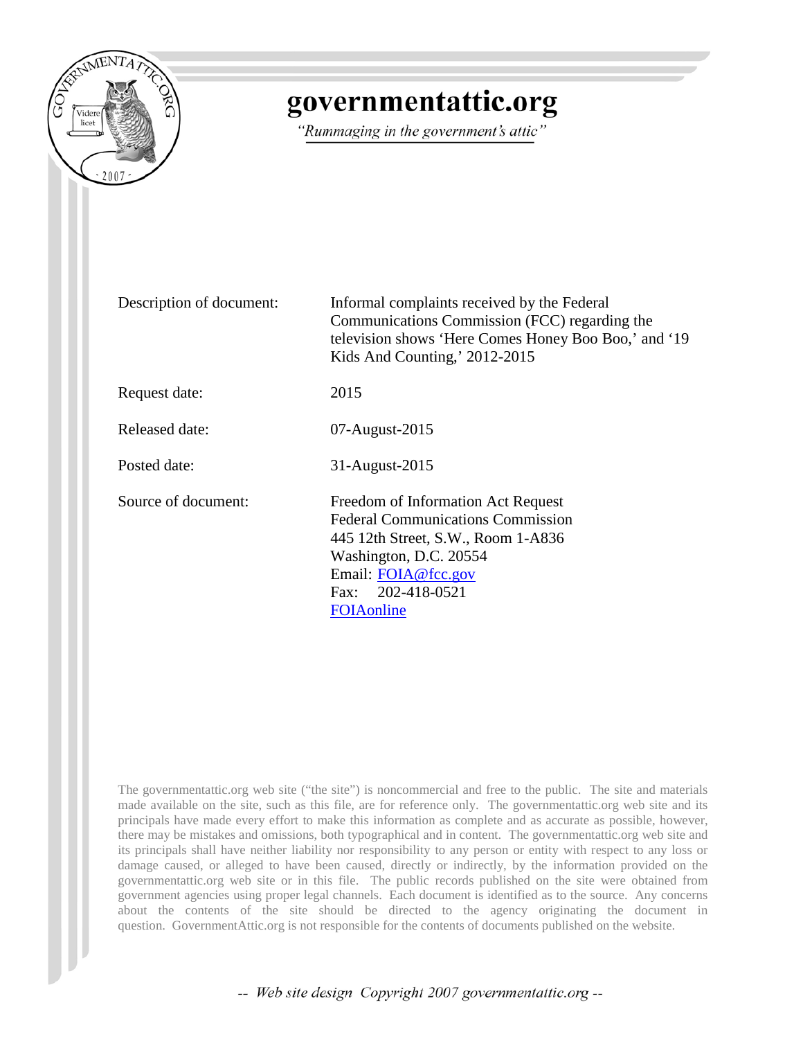# governmentattic.org

*"Rummaging in the government's attic"*

| | |
|---|---|
| Description of document: | Informal complaints received by the Federal Communications Commission (FCC) regarding the television shows 'Here Comes Honey Boo Boo,' and '19 Kids And Counting,' 2012-2015 |
| Request date: | 2015 |
| Released date: | 07-August-2015 |
| Posted date: | 31-August-2015 |
| Source of document: | Freedom of Information Act Request<br>Federal Communications Commission<br>445 12th Street, S.W., Room 1-A836<br>Washington, D.C. 20554<br>Email: FOIA@fcc.gov<br>Fax: 202-418-0521<br>FOIAonline |

The governmentattic.org web site ("the site") is noncommercial and free to the public. The site and materials made available on the site, such as this file, are for reference only. The governmentattic.org web site and its principals have made every effort to make this information as complete and as accurate as possible, however, there may be mistakes and omissions, both typographical and in content. The governmentattic.org web site and its principals shall have neither liability nor responsibility to any person or entity with respect to any loss or damage caused, or alleged to have been caused, directly or indirectly, by the information provided on the governmentattic.org web site or in this file. The public records published on the site were obtained from government agencies using proper legal channels. Each document is identified as to the source. Any concerns about the contents of the site should be directed to the agency originating the document in question. GovernmentAttic.org is not responsible for the contents of documents published on the website.

*-- Web site design Copyright 2007 governmentattic.org --*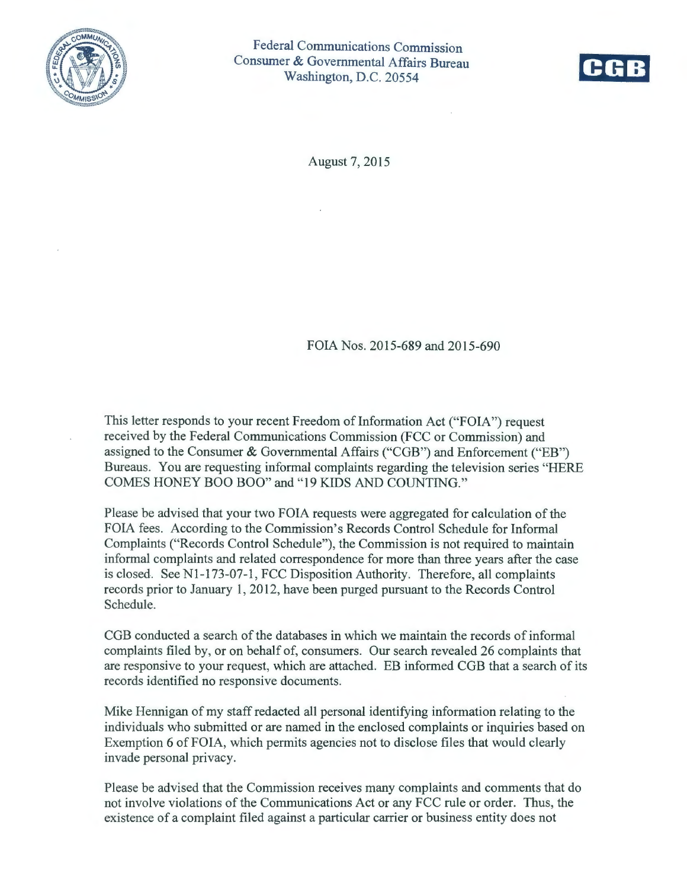Federal Communications Commission
Consumer & Governmental Affairs Bureau
Washington, D.C. 20554

CGB

August 7, 2015

FOIA Nos. 2015-689 and 2015-690

This letter responds to your recent Freedom of Information Act ("FOIA") request received by the Federal Communications Commission (FCC or Commission) and assigned to the Consumer & Governmental Affairs ("CGB") and Enforcement ("EB") Bureaus. You are requesting informal complaints regarding the television series "HERE COMES HONEY BOO BOO" and "19 KIDS AND COUNTING."

Please be advised that your two FOIA requests were aggregated for calculation of the FOIA fees. According to the Commission's Records Control Schedule for Informal Complaints ("Records Control Schedule"), the Commission is not required to maintain informal complaints and related correspondence for more than three years after the case is closed. See N1-173-07-1, FCC Disposition Authority. Therefore, all complaints records prior to January 1, 2012, have been purged pursuant to the Records Control Schedule.

CGB conducted a search of the databases in which we maintain the records of informal complaints filed by, or on behalf of, consumers. Our search revealed 26 complaints that are responsive to your request, which are attached. EB informed CGB that a search of its records identified no responsive documents.

Mike Hennigan of my staff redacted all personal identifying information relating to the individuals who submitted or are named in the enclosed complaints or inquiries based on Exemption 6 of FOIA, which permits agencies not to disclose files that would clearly invade personal privacy.

Please be advised that the Commission receives many complaints and comments that do not involve violations of the Communications Act or any FCC rule or order. Thus, the existence of a complaint filed against a particular carrier or business entity does not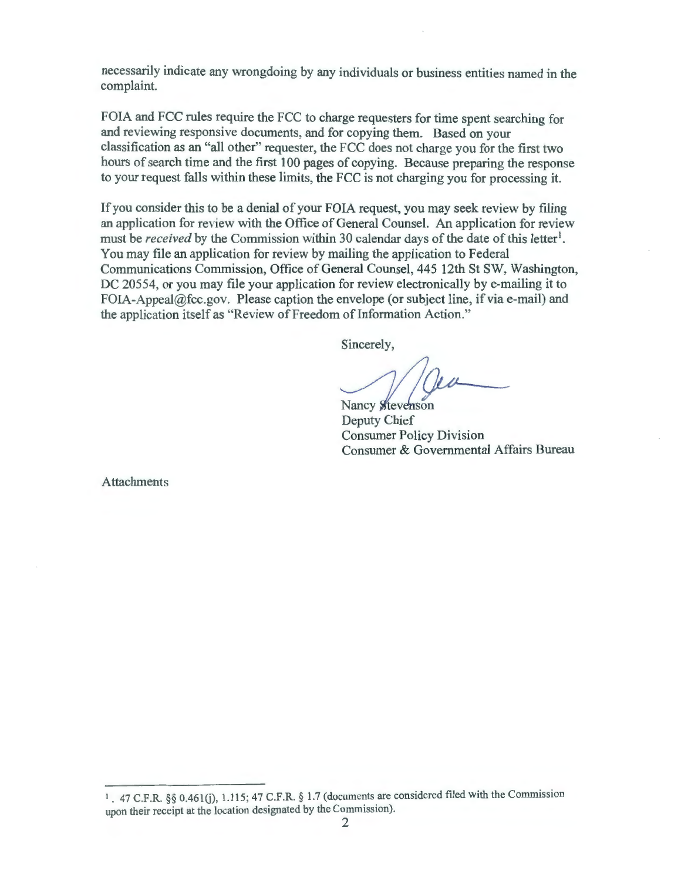necessarily indicate any wrongdoing by any individuals or business entities named in the complaint.

FOIA and FCC rules require the FCC to charge requesters for time spent searching for and reviewing responsive documents, and for copying them. Based on your classification as an "all other" requester, the FCC does not charge you for the first two hours of search time and the first 100 pages of copying. Because preparing the response to your request falls within these limits, the FCC is not charging you for processing it.

If you consider this to be a denial of your FOIA request, you may seek review by filing an application for review with the Office of General Counsel. An application for review must be *received* by the Commission within 30 calendar days of the date of this letter[1]. You may file an application for review by mailing the application to Federal Communications Commission, Office of General Counsel, 445 12th St SW, Washington, DC 20554, or you may file your application for review electronically by e-mailing it to FOIA-Appeal@fcc.gov. Please caption the envelope (or subject line, if via e-mail) and the application itself as "Review of Freedom of Information Action."

Sincerely,

Nancy Stevenson
Deputy Chief
Consumer Policy Division
Consumer & Governmental Affairs Bureau

Attachments

---

[1] . 47 C.F.R. §§ 0.461(j), 1.115; 47 C.F.R. § 1.7 (documents are considered filed with the Commission upon their receipt at the location designated by the Commission).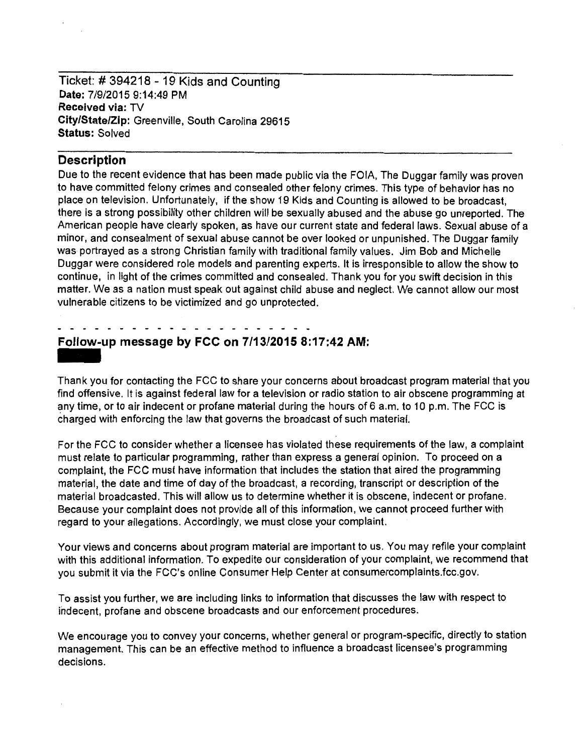Ticket: # 394218 - 19 Kids and Counting
**Date:** 7/9/2015 9:14:49 PM
**Received via:** TV
**City/State/Zip:** Greenville, South Carolina 29615
**Status:** Solved

---

## Description

Due to the recent evidence that has been made public via the FOIA, The Duggar family was proven to have committed felony crimes and consealed other felony crimes. This type of behavior has no place on television. Unfortunately, if the show 19 Kids and Counting is allowed to be broadcast, there is a strong possibility other children will be sexually abused and the abuse go unreported. The American people have clearly spoken, as have our current state and federal laws. Sexual abuse of a minor, and consealment of sexual abuse cannot be over looked or unpunished. The Duggar family was portrayed as a strong Christian family with traditional family values. Jim Bob and Michelle Duggar were considered role models and parenting experts. It is irresponsible to allow the show to continue, in light of the crimes committed and consealed. Thank you for you swift decision in this matter. We as a nation must speak out against child abuse and neglect. We cannot allow our most vulnerable citizens to be victimized and go unprotected.

- - - - - - - - - - - - - - - - - - - - - - - -

## Follow-up message by FCC on 7/13/2015 8:17:42 AM:

Thank you for contacting the FCC to share your concerns about broadcast program material that you find offensive. It is against federal law for a television or radio station to air obscene programming at any time, or to air indecent or profane material during the hours of 6 a.m. to 10 p.m. The FCC is charged with enforcing the law that governs the broadcast of such material.

For the FCC to consider whether a licensee has violated these requirements of the law, a complaint must relate to particular programming, rather than express a general opinion. To proceed on a complaint, the FCC must have information that includes the station that aired the programming material, the date and time of day of the broadcast, a recording, transcript or description of the material broadcasted. This will allow us to determine whether it is obscene, indecent or profane. Because your complaint does not provide all of this information, we cannot proceed further with regard to your allegations. Accordingly, we must close your complaint.

Your views and concerns about program material are important to us. You may refile your complaint with this additional information. To expedite our consideration of your complaint, we recommend that you submit it via the FCC's online Consumer Help Center at consumercomplaints.fcc.gov.

To assist you further, we are including links to information that discusses the law with respect to indecent, profane and obscene broadcasts and our enforcement procedures.

We encourage you to convey your concerns, whether general or program-specific, directly to station management. This can be an effective method to influence a broadcast licensee's programming decisions.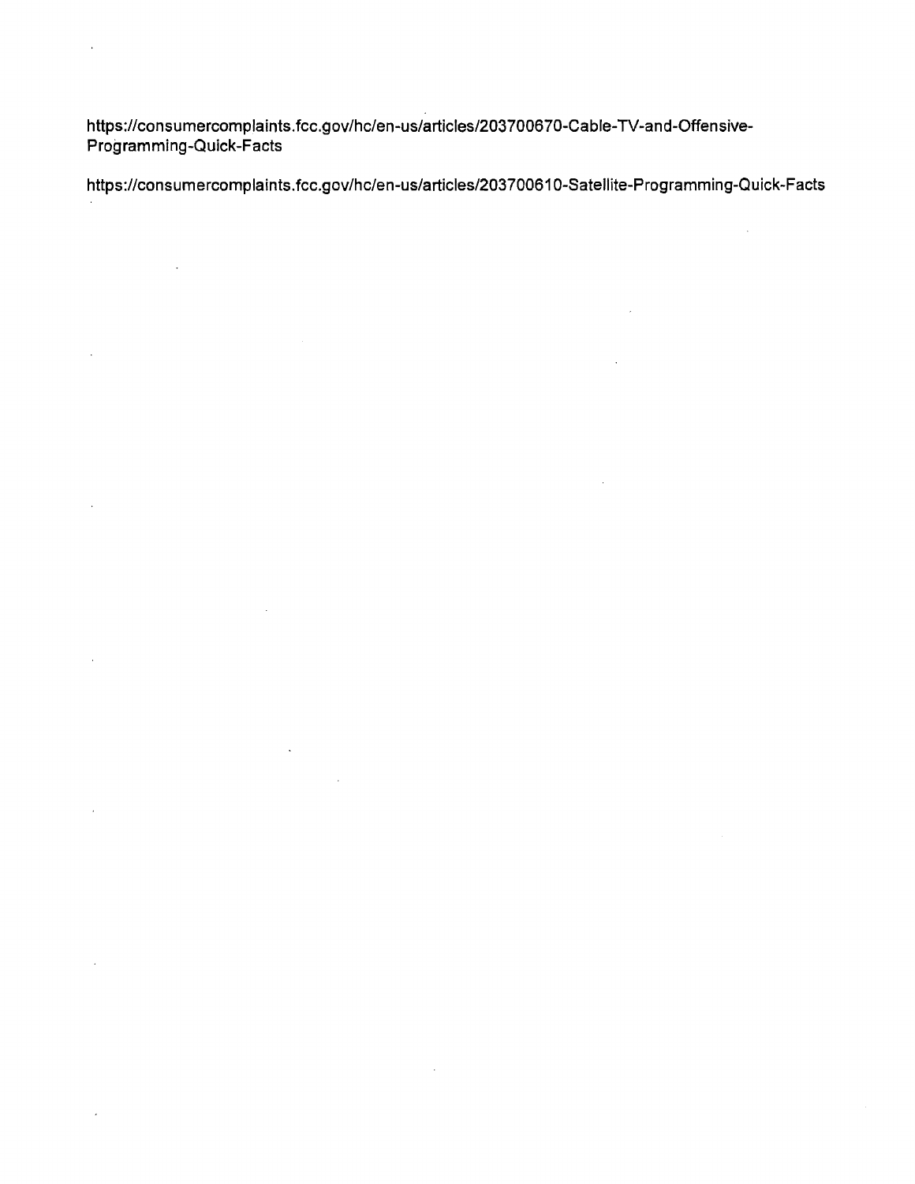https://consumercomplaints.fcc.gov/hc/en-us/articles/203700670-Cable-TV-and-Offensive-Programming-Quick-Facts

https://consumercomplaints.fcc.gov/hc/en-us/articles/203700610-Satellite-Programming-Quick-Facts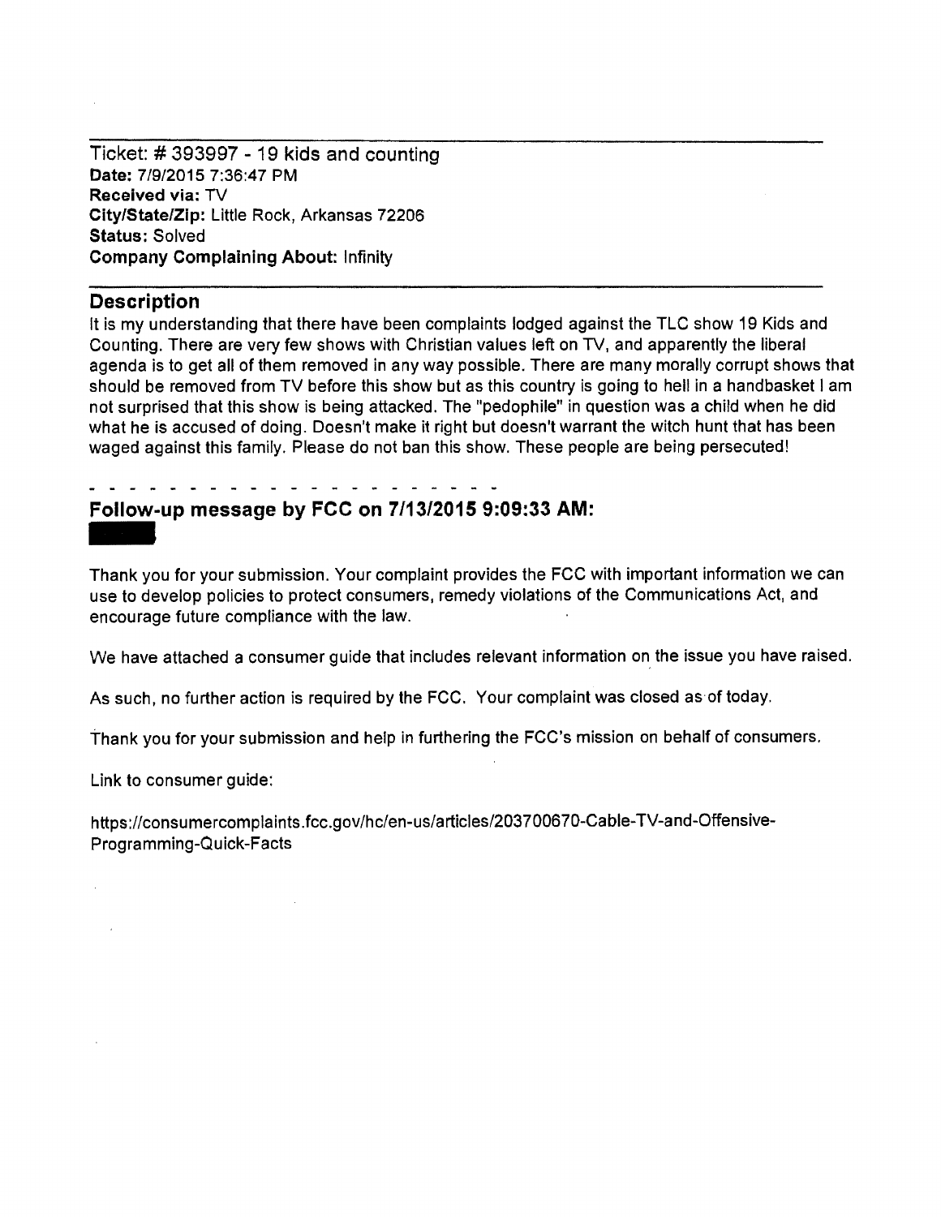Ticket: # 393997 - 19 kids and counting
**Date:** 7/9/2015 7:36:47 PM
**Received via:** TV
**City/State/Zip:** Little Rock, Arkansas 72206
**Status:** Solved
**Company Complaining About:** Infinity

## Description

It is my understanding that there have been complaints lodged against the TLC show 19 Kids and Counting. There are very few shows with Christian values left on TV, and apparently the liberal agenda is to get all of them removed in any way possible. There are many morally corrupt shows that should be removed from TV before this show but as this country is going to hell in a handbasket I am not surprised that this show is being attacked. The "pedophile" in question was a child when he did what he is accused of doing. Doesn't make it right but doesn't warrant the witch hunt that has been waged against this family. Please do not ban this show. These people are being persecuted!

- - - - - - - - - - - - - - - - - - - - - - -

## Follow-up message by FCC on 7/13/2015 9:09:33 AM:

Thank you for your submission. Your complaint provides the FCC with important information we can use to develop policies to protect consumers, remedy violations of the Communications Act, and encourage future compliance with the law.

We have attached a consumer guide that includes relevant information on the issue you have raised.

As such, no further action is required by the FCC. Your complaint was closed as of today.

Thank you for your submission and help in furthering the FCC's mission on behalf of consumers.

Link to consumer guide:

https://consumercomplaints.fcc.gov/hc/en-us/articles/203700670-Cable-TV-and-Offensive-Programming-Quick-Facts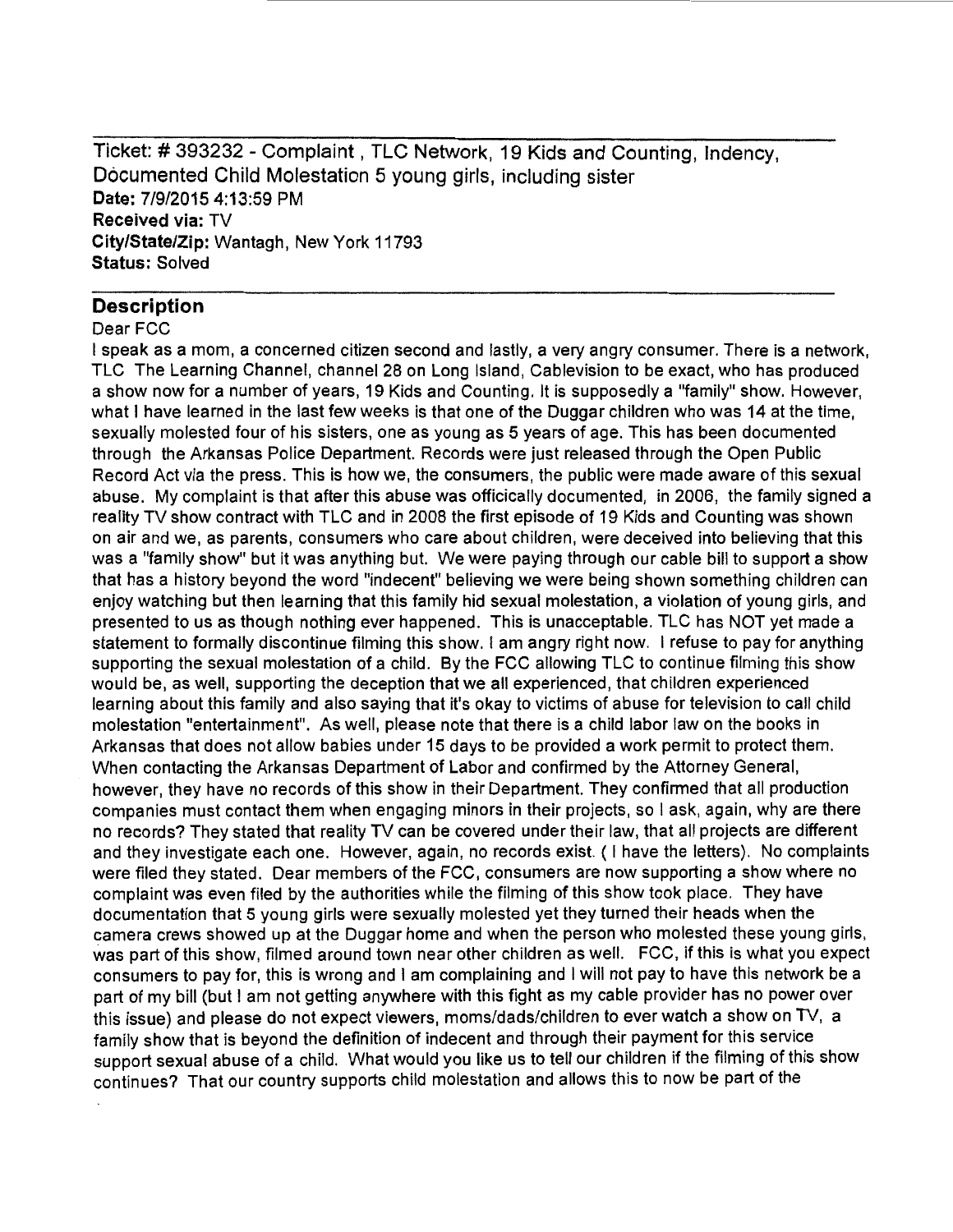Ticket: # 393232 - Complaint , TLC Network, 19 Kids and Counting, Indency, Documented Child Molestation 5 young girls, including sister
**Date:** 7/9/2015 4:13:59 PM
**Received via:** TV
**City/State/Zip:** Wantagh, New York 11793
**Status:** Solved

## Description

Dear FCC
I speak as a mom, a concerned citizen second and lastly, a very angry consumer. There is a network, TLC The Learning Channel, channel 28 on Long Island, Cablevision to be exact, who has produced a show now for a number of years, 19 Kids and Counting. It is supposedly a "family" show. However, what I have learned in the last few weeks is that one of the Duggar children who was 14 at the time, sexually molested four of his sisters, one as young as 5 years of age. This has been documented through the Arkansas Police Department. Records were just released through the Open Public Record Act via the press. This is how we, the consumers, the public were made aware of this sexual abuse. My complaint is that after this abuse was officically documented, in 2006, the family signed a reality TV show contract with TLC and in 2008 the first episode of 19 Kids and Counting was shown on air and we, as parents, consumers who care about children, were deceived into believing that this was a "family show" but it was anything but. We were paying through our cable bill to support a show that has a history beyond the word "indecent" believing we were being shown something children can enjoy watching but then learning that this family hid sexual molestation, a violation of young girls, and presented to us as though nothing ever happened. This is unacceptable. TLC has NOT yet made a statement to formally discontinue filming this show. I am angry right now. I refuse to pay for anything supporting the sexual molestation of a child. By the FCC allowing TLC to continue filming this show would be, as well, supporting the deception that we all experienced, that children experienced learning about this family and also saying that it's okay to victims of abuse for television to call child molestation "entertainment". As well, please note that there is a child labor law on the books in Arkansas that does not allow babies under 15 days to be provided a work permit to protect them. When contacting the Arkansas Department of Labor and confirmed by the Attorney General, however, they have no records of this show in their Department. They confirmed that all production companies must contact them when engaging minors in their projects, so I ask, again, why are there no records? They stated that reality TV can be covered under their law, that all projects are different and they investigate each one. However, again, no records exist. ( I have the letters). No complaints were filed they stated. Dear members of the FCC, consumers are now supporting a show where no complaint was even filed by the authorities while the filming of this show took place. They have documentation that 5 young girls were sexually molested yet they turned their heads when the camera crews showed up at the Duggar home and when the person who molested these young girls, was part of this show, filmed around town near other children as well. FCC, if this is what you expect consumers to pay for, this is wrong and I am complaining and I will not pay to have this network be a part of my bill (but I am not getting anywhere with this fight as my cable provider has no power over this issue) and please do not expect viewers, moms/dads/children to ever watch a show on TV, a family show that is beyond the definition of indecent and through their payment for this service support sexual abuse of a child. What would you like us to tell our children if the filming of this show continues? That our country supports child molestation and allows this to now be part of the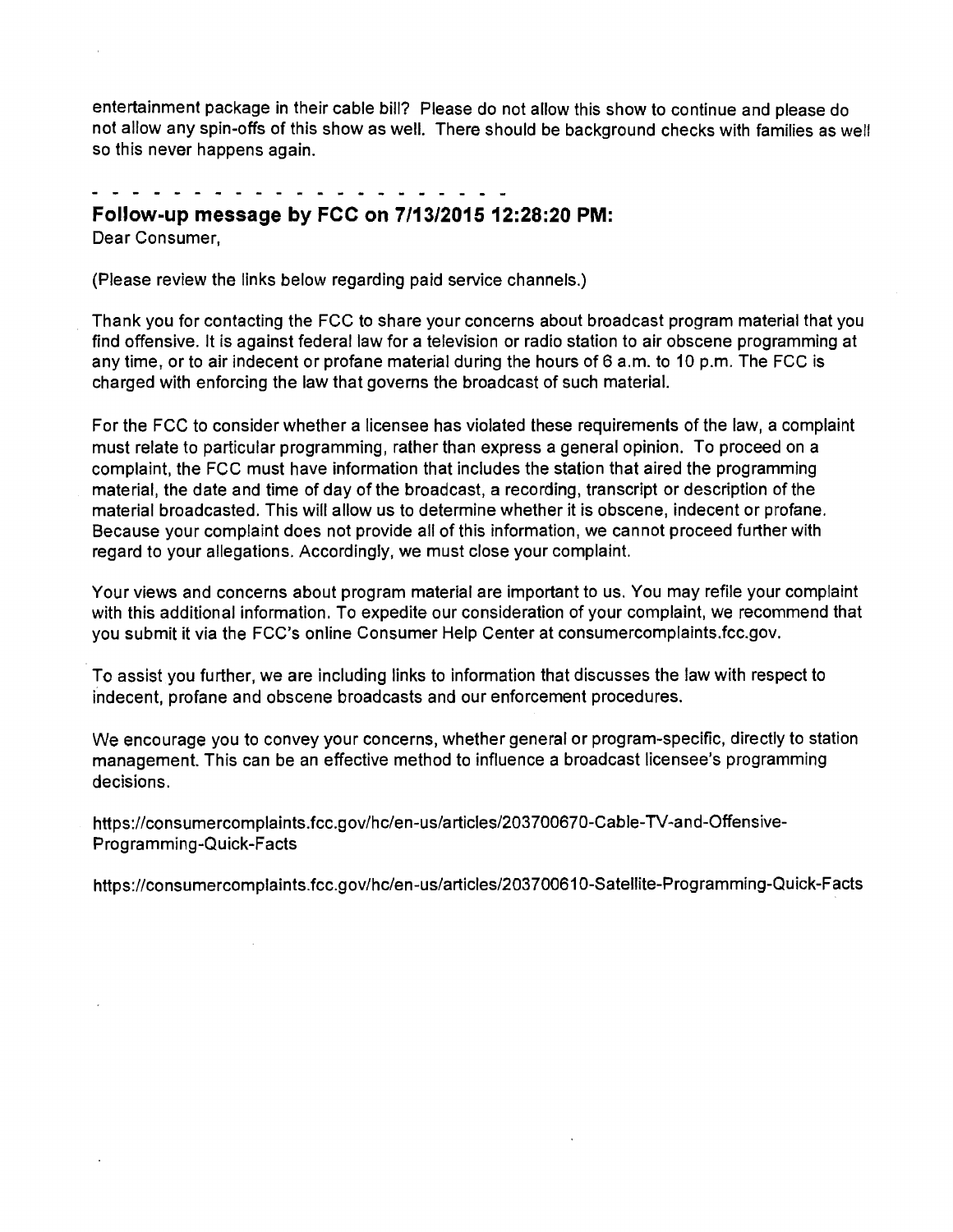entertainment package in their cable bill? Please do not allow this show to continue and please do not allow any spin-offs of this show as well. There should be background checks with families as well so this never happens again.

- - - - - - - - - - - - - - - - - - - - - -

**Follow-up message by FCC on 7/13/2015 12:28:20 PM:**

Dear Consumer,

(Please review the links below regarding paid service channels.)

Thank you for contacting the FCC to share your concerns about broadcast program material that you find offensive. It is against federal law for a television or radio station to air obscene programming at any time, or to air indecent or profane material during the hours of 6 a.m. to 10 p.m. The FCC is charged with enforcing the law that governs the broadcast of such material.

For the FCC to consider whether a licensee has violated these requirements of the law, a complaint must relate to particular programming, rather than express a general opinion. To proceed on a complaint, the FCC must have information that includes the station that aired the programming material, the date and time of day of the broadcast, a recording, transcript or description of the material broadcasted. This will allow us to determine whether it is obscene, indecent or profane. Because your complaint does not provide all of this information, we cannot proceed further with regard to your allegations. Accordingly, we must close your complaint.

Your views and concerns about program material are important to us. You may refile your complaint with this additional information. To expedite our consideration of your complaint, we recommend that you submit it via the FCC's online Consumer Help Center at consumercomplaints.fcc.gov.

To assist you further, we are including links to information that discusses the law with respect to indecent, profane and obscene broadcasts and our enforcement procedures.

We encourage you to convey your concerns, whether general or program-specific, directly to station management. This can be an effective method to influence a broadcast licensee's programming decisions.

https://consumercomplaints.fcc.gov/hc/en-us/articles/203700670-Cable-TV-and-Offensive-Programming-Quick-Facts

https://consumercomplaints.fcc.gov/hc/en-us/articles/203700610-Satellite-Programming-Quick-Facts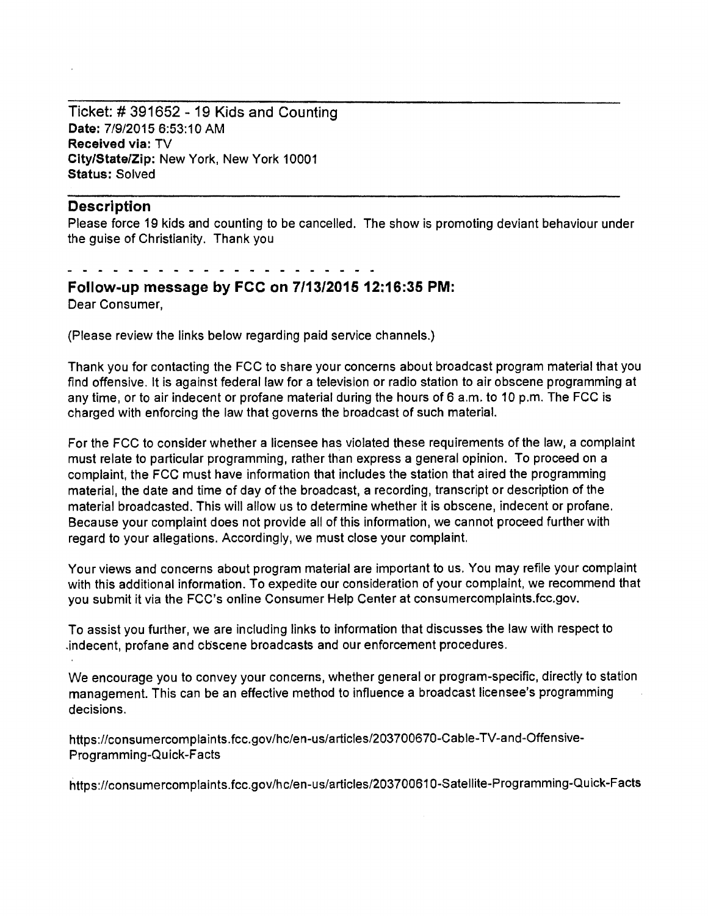Ticket: # 391652 - 19 Kids and Counting
**Date:** 7/9/2015 6:53:10 AM
**Received via:** TV
**City/State/Zip:** New York, New York 10001
**Status:** Solved

---

## Description

Please force 19 kids and counting to be cancelled. The show is promoting deviant behaviour under the guise of Christianity. Thank you

- - - - - - - - - - - - - - - - - - - - - - -

## Follow-up message by FCC on 7/13/2015 12:16:35 PM:

Dear Consumer,

(Please review the links below regarding paid service channels.)

Thank you for contacting the FCC to share your concerns about broadcast program material that you find offensive. It is against federal law for a television or radio station to air obscene programming at any time, or to air indecent or profane material during the hours of 6 a.m. to 10 p.m. The FCC is charged with enforcing the law that governs the broadcast of such material.

For the FCC to consider whether a licensee has violated these requirements of the law, a complaint must relate to particular programming, rather than express a general opinion. To proceed on a complaint, the FCC must have information that includes the station that aired the programming material, the date and time of day of the broadcast, a recording, transcript or description of the material broadcasted. This will allow us to determine whether it is obscene, indecent or profane. Because your complaint does not provide all of this information, we cannot proceed further with regard to your allegations. Accordingly, we must close your complaint.

Your views and concerns about program material are important to us. You may refile your complaint with this additional information. To expedite our consideration of your complaint, we recommend that you submit it via the FCC's online Consumer Help Center at consumercomplaints.fcc.gov.

To assist you further, we are including links to information that discusses the law with respect to indecent, profane and obscene broadcasts and our enforcement procedures.

We encourage you to convey your concerns, whether general or program-specific, directly to station management. This can be an effective method to influence a broadcast licensee's programming decisions.

https://consumercomplaints.fcc.gov/hc/en-us/articles/203700670-Cable-TV-and-Offensive-Programming-Quick-Facts

https://consumercomplaints.fcc.gov/hc/en-us/articles/203700610-Satellite-Programming-Quick-Facts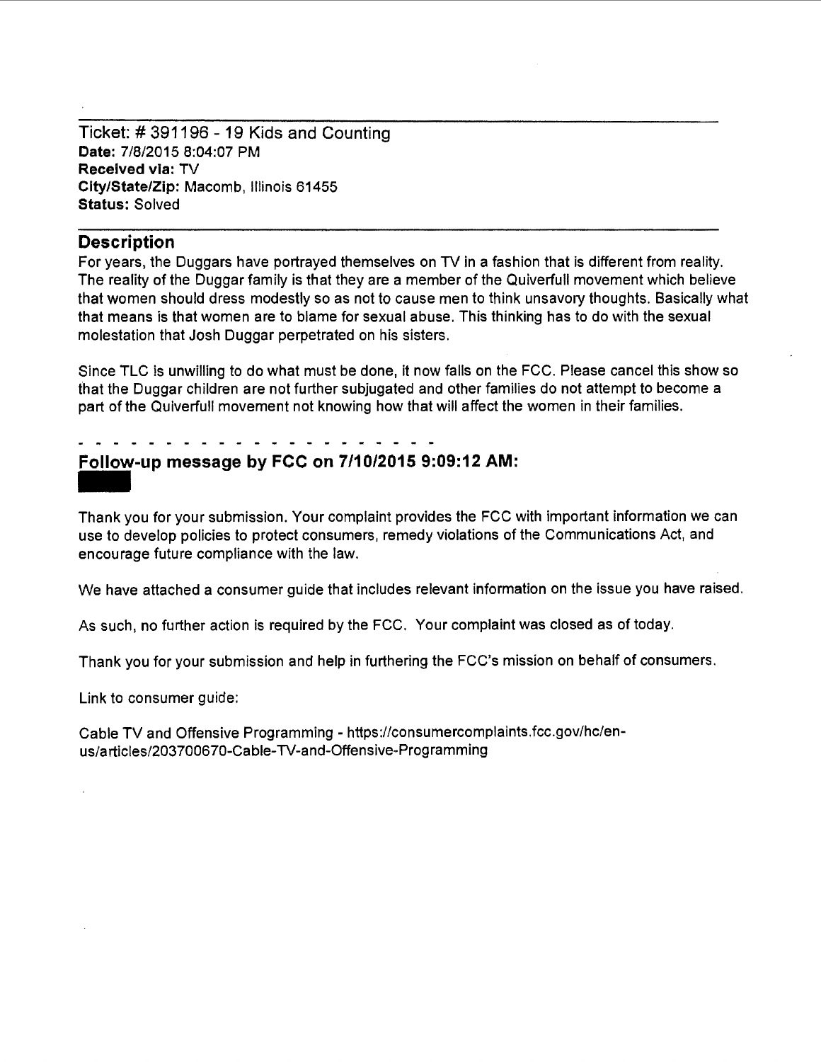Ticket: # 391196 - 19 Kids and Counting
**Date:** 7/8/2015 8:04:07 PM
**Received via:** TV
**City/State/Zip:** Macomb, Illinois 61455
**Status:** Solved

## Description

For years, the Duggars have portrayed themselves on TV in a fashion that is different from reality. The reality of the Duggar family is that they are a member of the Quiverfull movement which believe that women should dress modestly so as not to cause men to think unsavory thoughts. Basically what that means is that women are to blame for sexual abuse. This thinking has to do with the sexual molestation that Josh Duggar perpetrated on his sisters.

Since TLC is unwilling to do what must be done, it now falls on the FCC. Please cancel this show so that the Duggar children are not further subjugated and other families do not attempt to become a part of the Quiverfull movement not knowing how that will affect the women in their families.

- - - - - - - - - - - - - - - - - - - - - - - -

## Follow-up message by FCC on 7/10/2015 9:09:12 AM:

Thank you for your submission. Your complaint provides the FCC with important information we can use to develop policies to protect consumers, remedy violations of the Communications Act, and encourage future compliance with the law.

We have attached a consumer guide that includes relevant information on the issue you have raised.

As such, no further action is required by the FCC. Your complaint was closed as of today.

Thank you for your submission and help in furthering the FCC's mission on behalf of consumers.

Link to consumer guide:

Cable TV and Offensive Programming - https://consumercomplaints.fcc.gov/hc/en-us/articles/203700670-Cable-TV-and-Offensive-Programming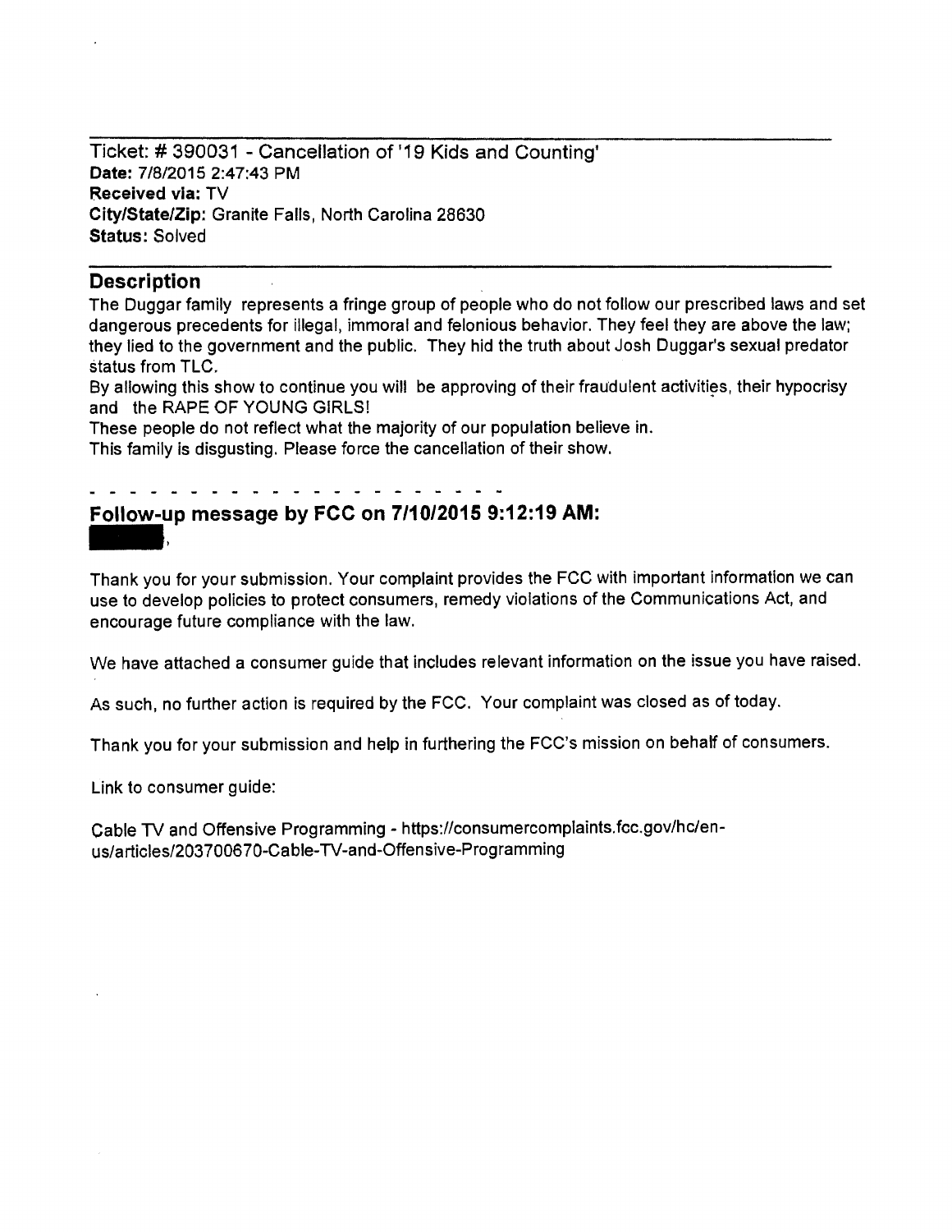Ticket: # 390031 - Cancellation of '19 Kids and Counting'
**Date:** 7/8/2015 2:47:43 PM
**Received via:** TV
**City/State/Zip:** Granite Falls, North Carolina 28630
**Status:** Solved

---

## Description

The Duggar family represents a fringe group of people who do not follow our prescribed laws and set dangerous precedents for illegal, immoral and felonious behavior. They feel they are above the law; they lied to the government and the public. They hid the truth about Josh Duggar's sexual predator status from TLC.
By allowing this show to continue you will be approving of their fraudulent activities, their hypocrisy and the RAPE OF YOUNG GIRLS!
These people do not reflect what the majority of our population believe in.
This family is disgusting. Please force the cancellation of their show.

- - - - - - - - - - - - - - - - - - - - - - -

## Follow-up message by FCC on 7/10/2015 9:12:19 AM:

[REDACTED],

Thank you for your submission. Your complaint provides the FCC with important information we can use to develop policies to protect consumers, remedy violations of the Communications Act, and encourage future compliance with the law.

We have attached a consumer guide that includes relevant information on the issue you have raised.

As such, no further action is required by the FCC. Your complaint was closed as of today.

Thank you for your submission and help in furthering the FCC's mission on behalf of consumers.

Link to consumer guide:

Cable TV and Offensive Programming - https://consumercomplaints.fcc.gov/hc/en-us/articles/203700670-Cable-TV-and-Offensive-Programming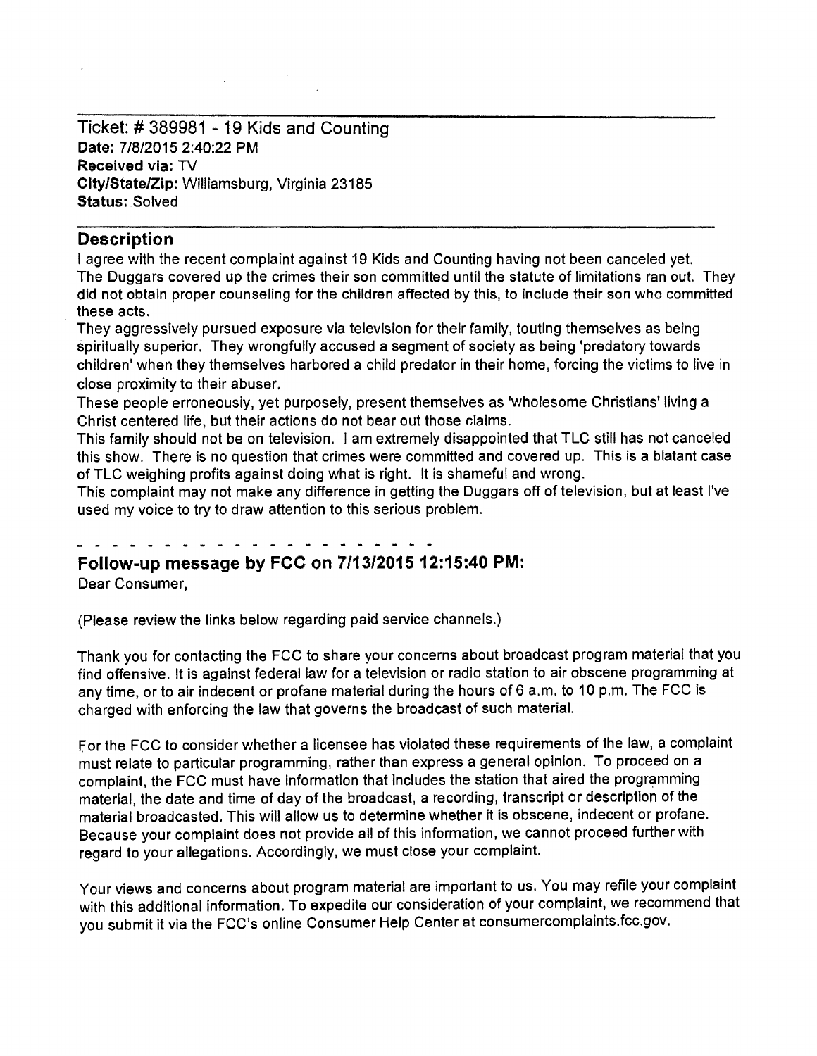Ticket: # 389981 - 19 Kids and Counting
**Date:** 7/8/2015 2:40:22 PM
**Received via:** TV
**City/State/Zip:** Williamsburg, Virginia 23185
**Status:** Solved

---

## Description

I agree with the recent complaint against 19 Kids and Counting having not been canceled yet.
The Duggars covered up the crimes their son committed until the statute of limitations ran out. They did not obtain proper counseling for the children affected by this, to include their son who committed these acts.
They aggressively pursued exposure via television for their family, touting themselves as being spiritually superior. They wrongfully accused a segment of society as being 'predatory towards children' when they themselves harbored a child predator in their home, forcing the victims to live in close proximity to their abuser.
These people erroneously, yet purposely, present themselves as 'wholesome Christians' living a Christ centered life, but their actions do not bear out those claims.
This family should not be on television. I am extremely disappointed that TLC still has not canceled this show. There is no question that crimes were committed and covered up. This is a blatant case of TLC weighing profits against doing what is right. It is shameful and wrong.
This complaint may not make any difference in getting the Duggars off of television, but at least I've used my voice to try to draw attention to this serious problem.

- - - - - - - - - - - - - - - - - - - - - - -

## Follow-up message by FCC on 7/13/2015 12:15:40 PM:

Dear Consumer,

(Please review the links below regarding paid service channels.)

Thank you for contacting the FCC to share your concerns about broadcast program material that you find offensive. It is against federal law for a television or radio station to air obscene programming at any time, or to air indecent or profane material during the hours of 6 a.m. to 10 p.m. The FCC is charged with enforcing the law that governs the broadcast of such material.

For the FCC to consider whether a licensee has violated these requirements of the law, a complaint must relate to particular programming, rather than express a general opinion. To proceed on a complaint, the FCC must have information that includes the station that aired the programming material, the date and time of day of the broadcast, a recording, transcript or description of the material broadcasted. This will allow us to determine whether it is obscene, indecent or profane. Because your complaint does not provide all of this information, we cannot proceed further with regard to your allegations. Accordingly, we must close your complaint.

Your views and concerns about program material are important to us. You may refile your complaint with this additional information. To expedite our consideration of your complaint, we recommend that you submit it via the FCC's online Consumer Help Center at consumercomplaints.fcc.gov.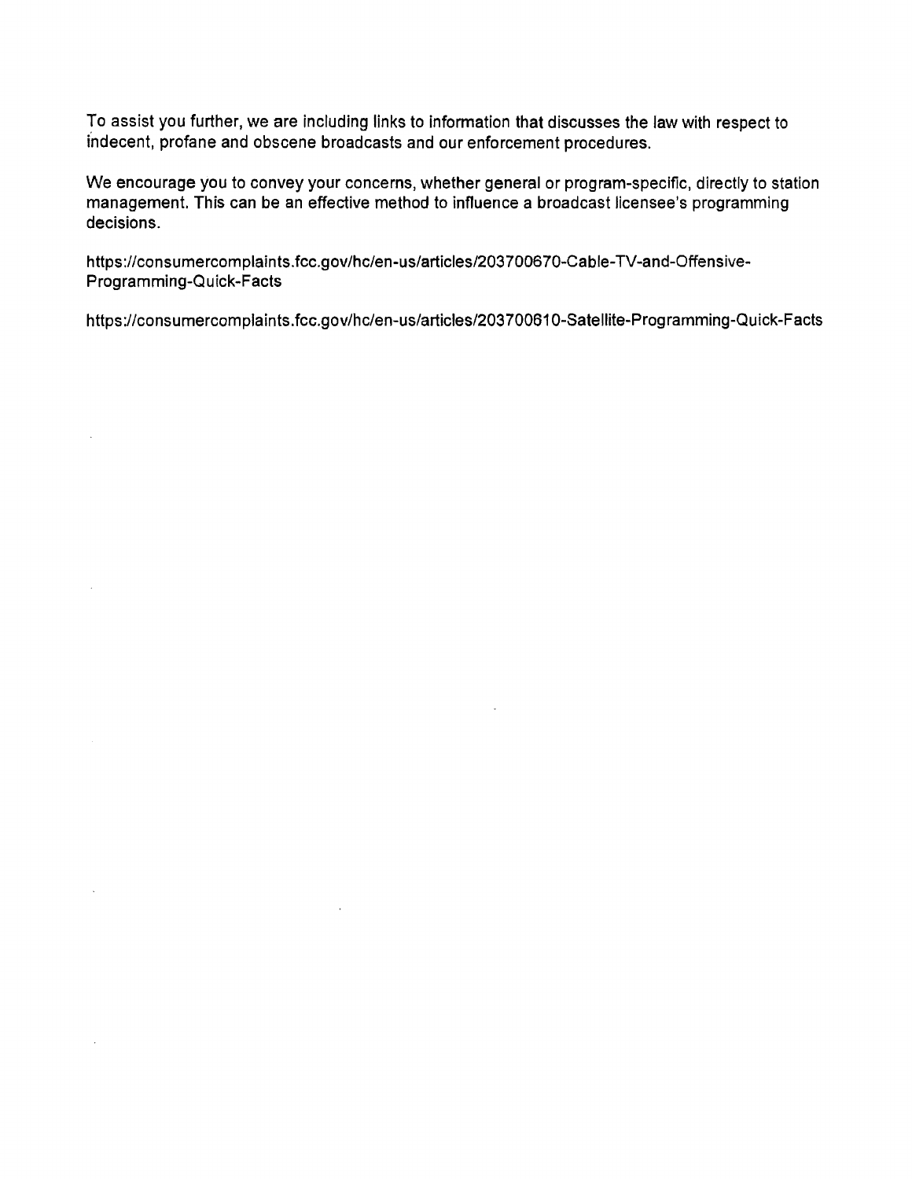To assist you further, we are including links to information that discusses the law with respect to indecent, profane and obscene broadcasts and our enforcement procedures.

We encourage you to convey your concerns, whether general or program-specific, directly to station management. This can be an effective method to influence a broadcast licensee's programming decisions.

https://consumercomplaints.fcc.gov/hc/en-us/articles/203700670-Cable-TV-and-Offensive-Programming-Quick-Facts

https://consumercomplaints.fcc.gov/hc/en-us/articles/203700610-Satellite-Programming-Quick-Facts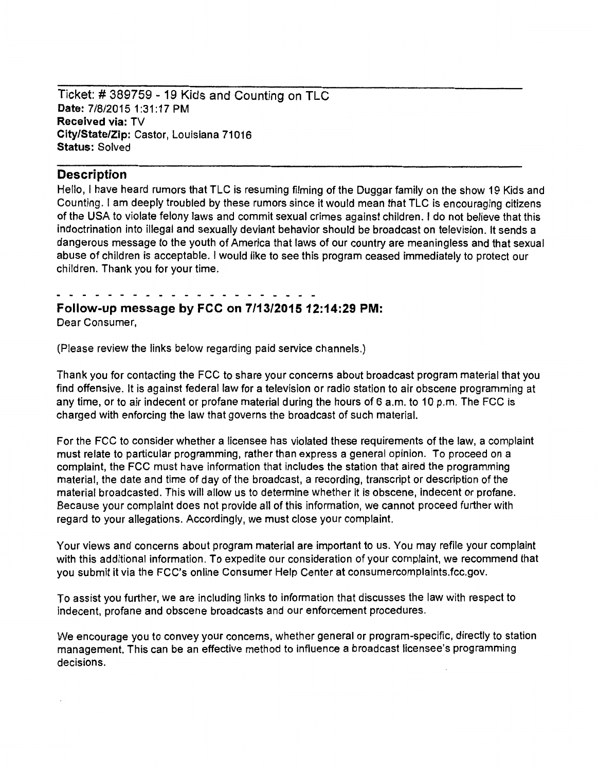Ticket: # 389759 - 19 Kids and Counting on TLC
**Date:** 7/8/2015 1:31:17 PM
**Received via:** TV
**City/State/Zip:** Castor, Louisiana 71016
**Status:** Solved

## Description

Hello, I have heard rumors that TLC is resuming filming of the Duggar family on the show 19 Kids and Counting. I am deeply troubled by these rumors since it would mean that TLC is encouraging citizens of the USA to violate felony laws and commit sexual crimes against children. I do not believe that this indoctrination into illegal and sexually deviant behavior should be broadcast on television. It sends a dangerous message to the youth of America that laws of our country are meaningless and that sexual abuse of children is acceptable. I would like to see this program ceased immediately to protect our children. Thank you for your time.

- - - - - - - - - - - - - - - - - - - - - -

### Follow-up message by FCC on 7/13/2015 12:14:29 PM:

Dear Consumer,

(Please review the links below regarding paid service channels.)

Thank you for contacting the FCC to share your concerns about broadcast program material that you find offensive. It is against federal law for a television or radio station to air obscene programming at any time, or to air indecent or profane material during the hours of 6 a.m. to 10 p.m. The FCC is charged with enforcing the law that governs the broadcast of such material.

For the FCC to consider whether a licensee has violated these requirements of the law, a complaint must relate to particular programming, rather than express a general opinion. To proceed on a complaint, the FCC must have information that includes the station that aired the programming material, the date and time of day of the broadcast, a recording, transcript or description of the material broadcasted. This will allow us to determine whether it is obscene, indecent or profane. Because your complaint does not provide all of this information, we cannot proceed further with regard to your allegations. Accordingly, we must close your complaint.

Your views and concerns about program material are important to us. You may refile your complaint with this additional information. To expedite our consideration of your complaint, we recommend that you submit it via the FCC's online Consumer Help Center at consumercomplaints.fcc.gov.

To assist you further, we are including links to information that discusses the law with respect to indecent, profane and obscene broadcasts and our enforcement procedures.

We encourage you to convey your concerns, whether general or program-specific, directly to station management. This can be an effective method to influence a broadcast licensee's programming decisions.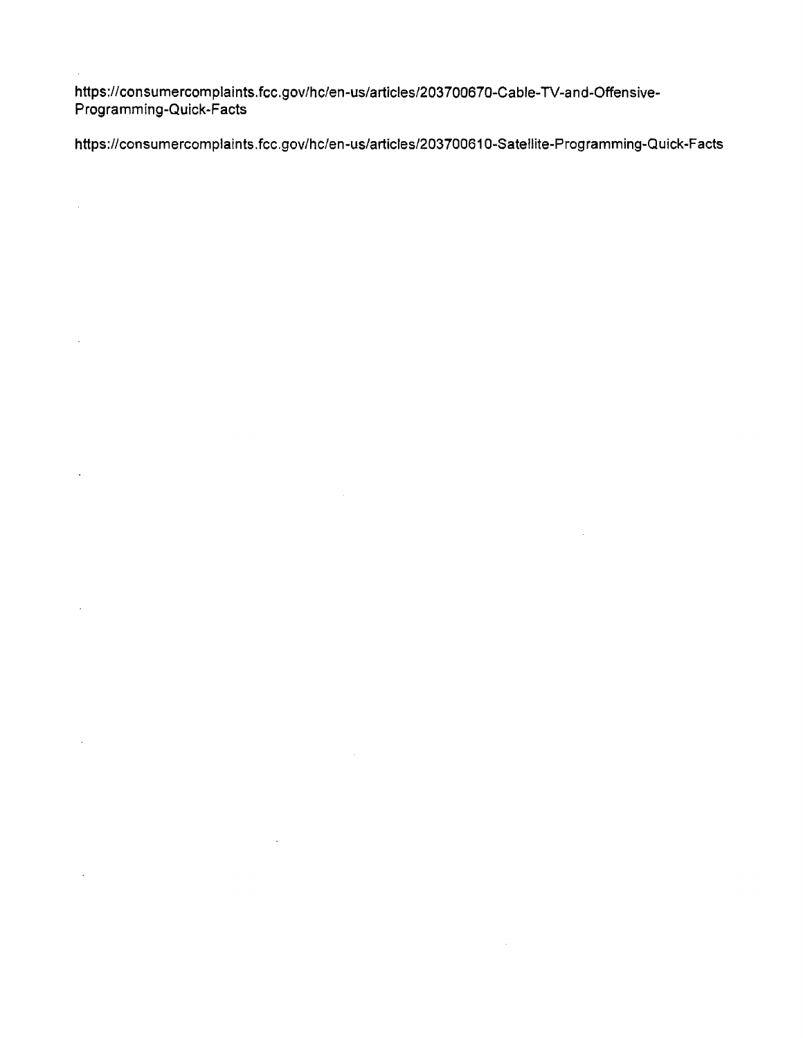https://consumercomplaints.fcc.gov/hc/en-us/articles/203700670-Cable-TV-and-Offensive-Programming-Quick-Facts

https://consumercomplaints.fcc.gov/hc/en-us/articles/203700610-Satellite-Programming-Quick-Facts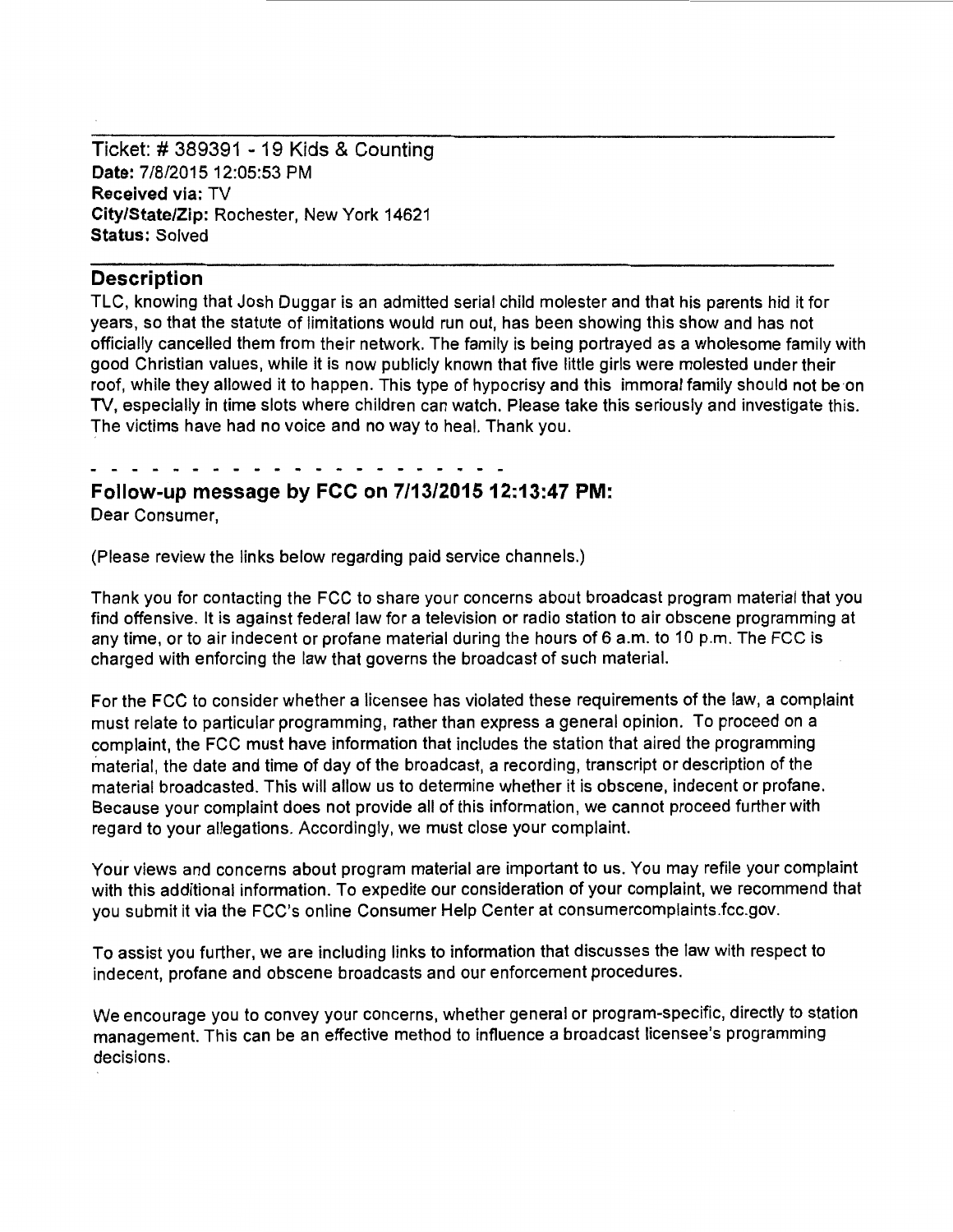Ticket: # 389391 - 19 Kids & Counting
**Date:** 7/8/2015 12:05:53 PM
**Received via:** TV
**City/State/Zip:** Rochester, New York 14621
**Status:** Solved

## Description

TLC, knowing that Josh Duggar is an admitted serial child molester and that his parents hid it for years, so that the statute of limitations would run out, has been showing this show and has not officially cancelled them from their network. The family is being portrayed as a wholesome family with good Christian values, while it is now publicly known that five little girls were molested under their roof, while they allowed it to happen. This type of hypocrisy and this immoral family should not be on TV, especially in time slots where children can watch. Please take this seriously and investigate this. The victims have had no voice and no way to heal. Thank you.

- - - - - - - - - - - - - - - - - - - - - - -

## Follow-up message by FCC on 7/13/2015 12:13:47 PM:

Dear Consumer,

(Please review the links below regarding paid service channels.)

Thank you for contacting the FCC to share your concerns about broadcast program material that you find offensive. It is against federal law for a television or radio station to air obscene programming at any time, or to air indecent or profane material during the hours of 6 a.m. to 10 p.m. The FCC is charged with enforcing the law that governs the broadcast of such material.

For the FCC to consider whether a licensee has violated these requirements of the law, a complaint must relate to particular programming, rather than express a general opinion. To proceed on a complaint, the FCC must have information that includes the station that aired the programming material, the date and time of day of the broadcast, a recording, transcript or description of the material broadcasted. This will allow us to determine whether it is obscene, indecent or profane. Because your complaint does not provide all of this information, we cannot proceed further with regard to your allegations. Accordingly, we must close your complaint.

Your views and concerns about program material are important to us. You may refile your complaint with this additional information. To expedite our consideration of your complaint, we recommend that you submit it via the FCC's online Consumer Help Center at consumercomplaints.fcc.gov.

To assist you further, we are including links to information that discusses the law with respect to indecent, profane and obscene broadcasts and our enforcement procedures.

We encourage you to convey your concerns, whether general or program-specific, directly to station management. This can be an effective method to influence a broadcast licensee's programming decisions.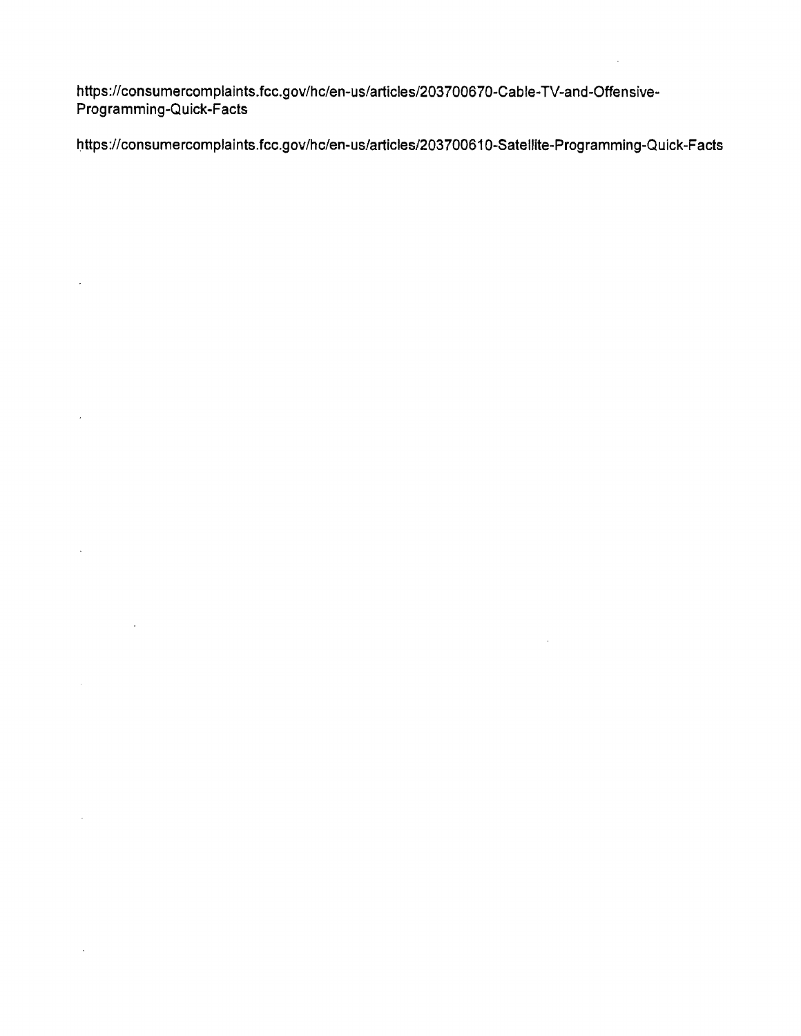https://consumercomplaints.fcc.gov/hc/en-us/articles/203700670-Cable-TV-and-Offensive-Programming-Quick-Facts

https://consumercomplaints.fcc.gov/hc/en-us/articles/203700610-Satellite-Programming-Quick-Facts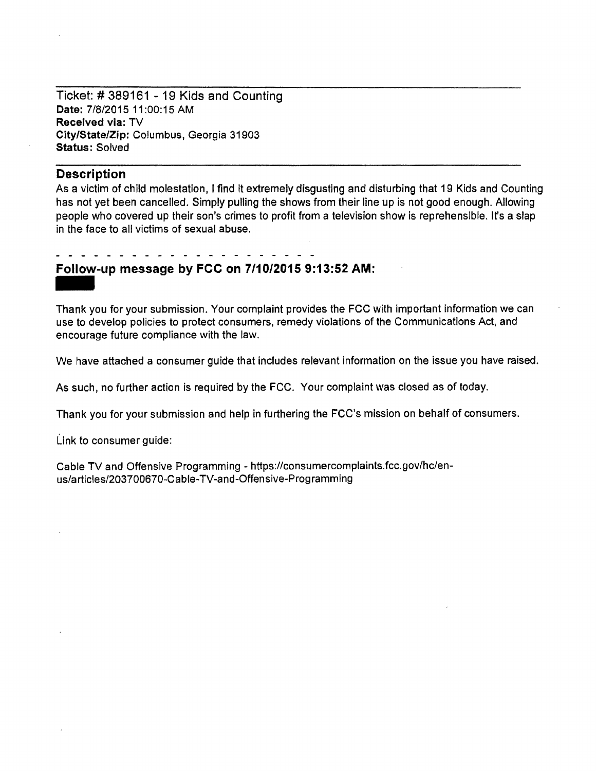Ticket: # 389161 - 19 Kids and Counting
**Date:** 7/8/2015 11:00:15 AM
**Received via:** TV
**City/State/Zip:** Columbus, Georgia 31903
**Status:** Solved

## Description

As a victim of child molestation, I find it extremely disgusting and disturbing that 19 Kids and Counting has not yet been cancelled. Simply pulling the shows from their line up is not good enough. Allowing people who covered up their son's crimes to profit from a television show is reprehensible. It's a slap in the face to all victims of sexual abuse.

- - - - - - - - - - - - - - - - - - - - - -

## Follow-up message by FCC on 7/10/2015 9:13:52 AM:

Thank you for your submission. Your complaint provides the FCC with important information we can use to develop policies to protect consumers, remedy violations of the Communications Act, and encourage future compliance with the law.

We have attached a consumer guide that includes relevant information on the issue you have raised.

As such, no further action is required by the FCC. Your complaint was closed as of today.

Thank you for your submission and help in furthering the FCC's mission on behalf of consumers.

Link to consumer guide:

Cable TV and Offensive Programming - https://consumercomplaints.fcc.gov/hc/en-us/articles/203700670-Cable-TV-and-Offensive-Programming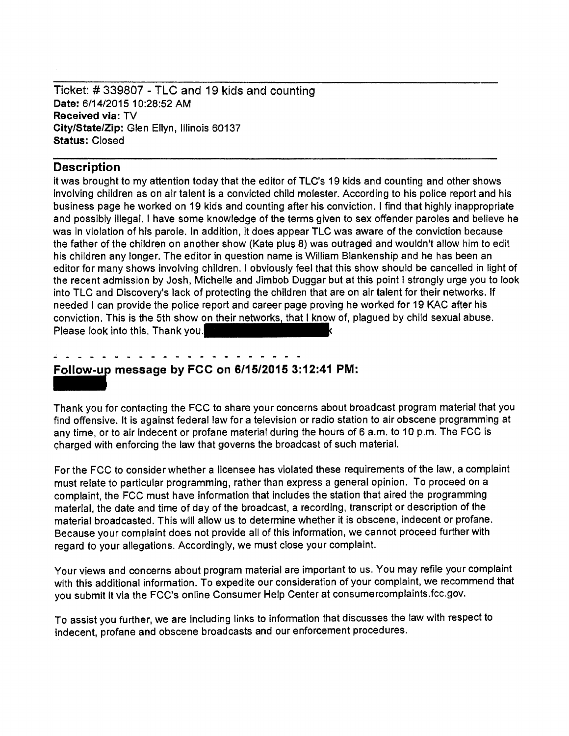Ticket: # 339807 - TLC and 19 kids and counting
**Date:** 6/14/2015 10:28:52 AM
**Received via:** TV
**City/State/Zip:** Glen Ellyn, Illinois 60137
**Status:** Closed

---

## Description

it was brought to my attention today that the editor of TLC's 19 kids and counting and other shows involving children as on air talent is a convicted child molester. According to his police report and his business page he worked on 19 kids and counting after his conviction. I find that highly inappropriate and possibly illegal. I have some knowledge of the terms given to sex offender paroles and believe he was in violation of his parole. In addition, it does appear TLC was aware of the conviction because the father of the children on another show (Kate plus 8) was outraged and wouldn't allow him to edit his children any longer. The editor in question name is William Blankenship and he has been an editor for many shows involving children. I obviously feel that this show should be cancelled in light of the recent admission by Josh, Michelle and Jimbob Duggar but at this point I strongly urge you to look into TLC and Discovery's lack of protecting the children that are on air talent for their networks. If needed I can provide the police report and career page proving he worked for 19 KAC after his conviction. This is the 5th show on their networks, that I know of, plagued by child sexual abuse. Please look into this. Thank you.[REDACTED]k

- - - - - - - - - - - - - - - - - - - - - -

## Follow-up message by FCC on 6/15/2015 3:12:41 PM:

[REDACTED]

Thank you for contacting the FCC to share your concerns about broadcast program material that you find offensive. It is against federal law for a television or radio station to air obscene programming at any time, or to air indecent or profane material during the hours of 6 a.m. to 10 p.m. The FCC is charged with enforcing the law that governs the broadcast of such material.

For the FCC to consider whether a licensee has violated these requirements of the law, a complaint must relate to particular programming, rather than express a general opinion. To proceed on a complaint, the FCC must have information that includes the station that aired the programming material, the date and time of day of the broadcast, a recording, transcript or description of the material broadcasted. This will allow us to determine whether it is obscene, indecent or profane. Because your complaint does not provide all of this information, we cannot proceed further with regard to your allegations. Accordingly, we must close your complaint.

Your views and concerns about program material are important to us. You may refile your complaint with this additional information. To expedite our consideration of your complaint, we recommend that you submit it via the FCC's online Consumer Help Center at consumercomplaints.fcc.gov.

To assist you further, we are including links to information that discusses the law with respect to indecent, profane and obscene broadcasts and our enforcement procedures.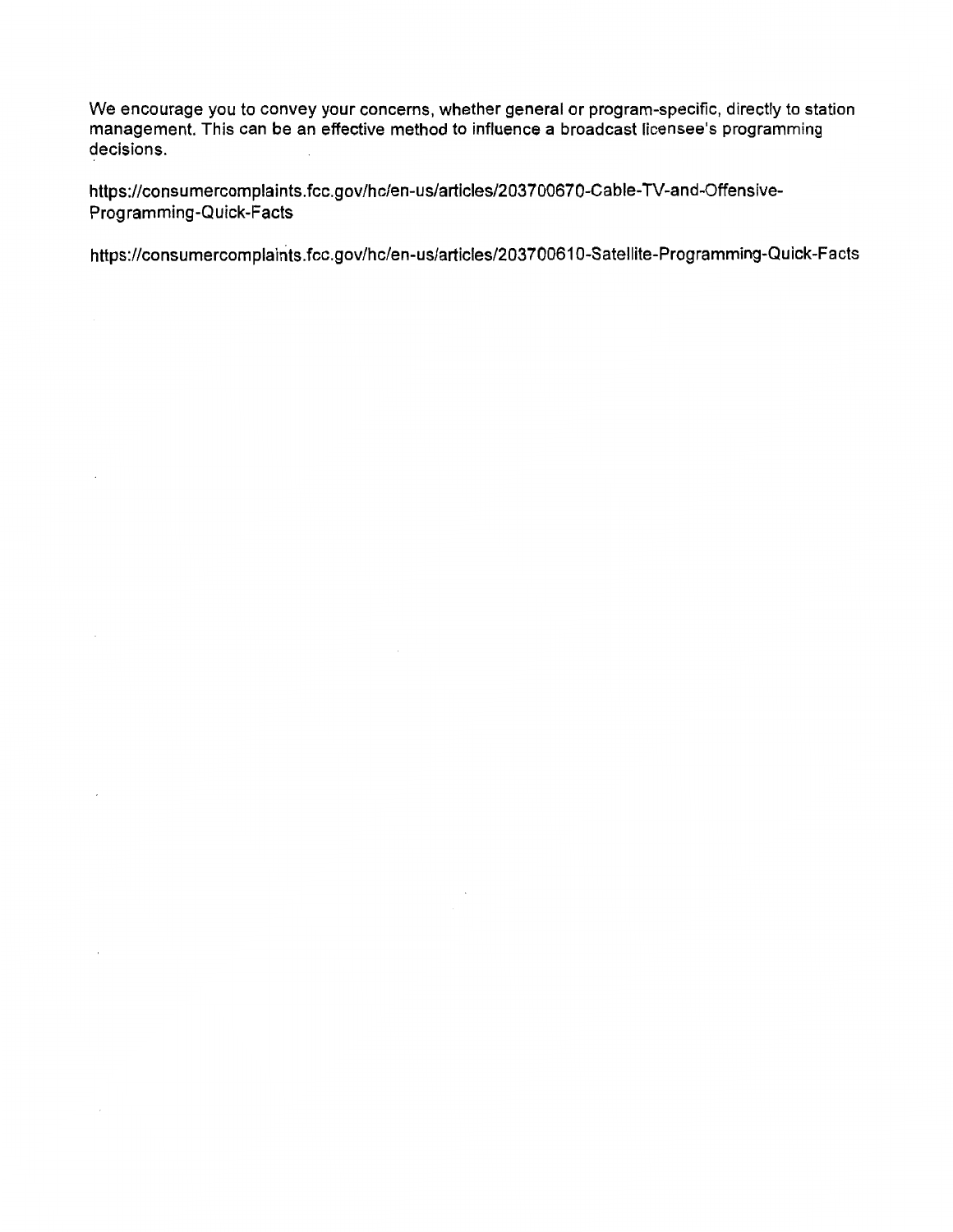We encourage you to convey your concerns, whether general or program-specific, directly to station management. This can be an effective method to influence a broadcast licensee's programming decisions.

https://consumercomplaints.fcc.gov/hc/en-us/articles/203700670-Cable-TV-and-Offensive-Programming-Quick-Facts

https://consumercomplaints.fcc.gov/hc/en-us/articles/203700610-Satellite-Programming-Quick-Facts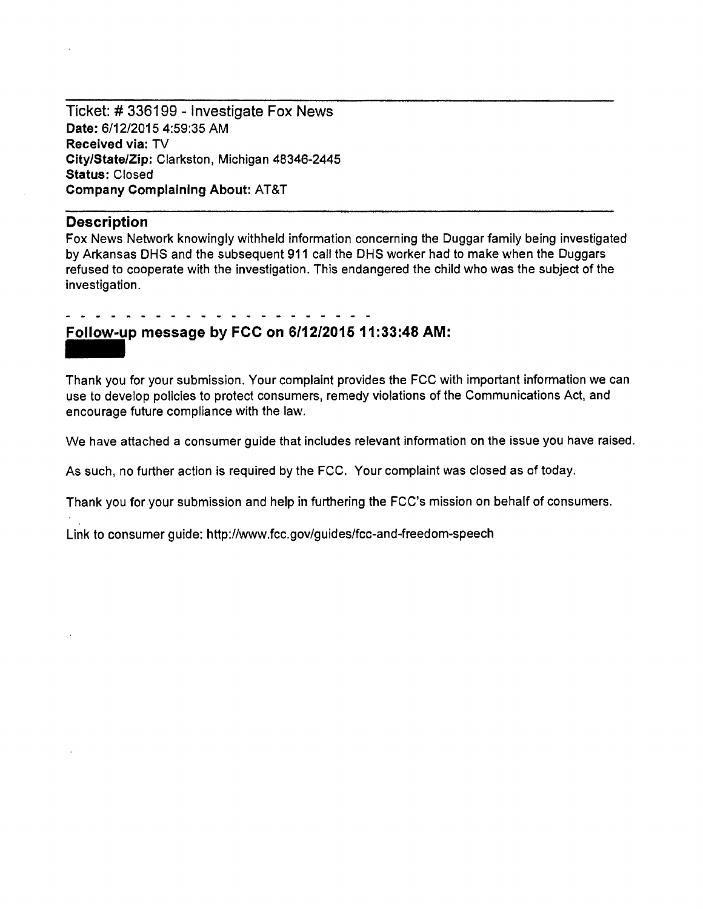Ticket: # 336199 - Investigate Fox News
**Date:** 6/12/2015 4:59:35 AM
**Received via:** TV
**City/State/Zip:** Clarkston, Michigan 48346-2445
**Status:** Closed
**Company Complaining About:** AT&T

---

## Description

Fox News Network knowingly withheld information concerning the Duggar family being investigated by Arkansas DHS and the subsequent 911 call the DHS worker had to make when the Duggars refused to cooperate with the investigation. This endangered the child who was the subject of the investigation.

- - - - - - - - - - - - - - - - - - - - - -

## Follow-up message by FCC on 6/12/2015 11:33:48 AM:

Thank you for your submission. Your complaint provides the FCC with important information we can use to develop policies to protect consumers, remedy violations of the Communications Act, and encourage future compliance with the law.

We have attached a consumer guide that includes relevant information on the issue you have raised.

As such, no further action is required by the FCC. Your complaint was closed as of today.

Thank you for your submission and help in furthering the FCC's mission on behalf of consumers.

Link to consumer guide: http://www.fcc.gov/guides/fcc-and-freedom-speech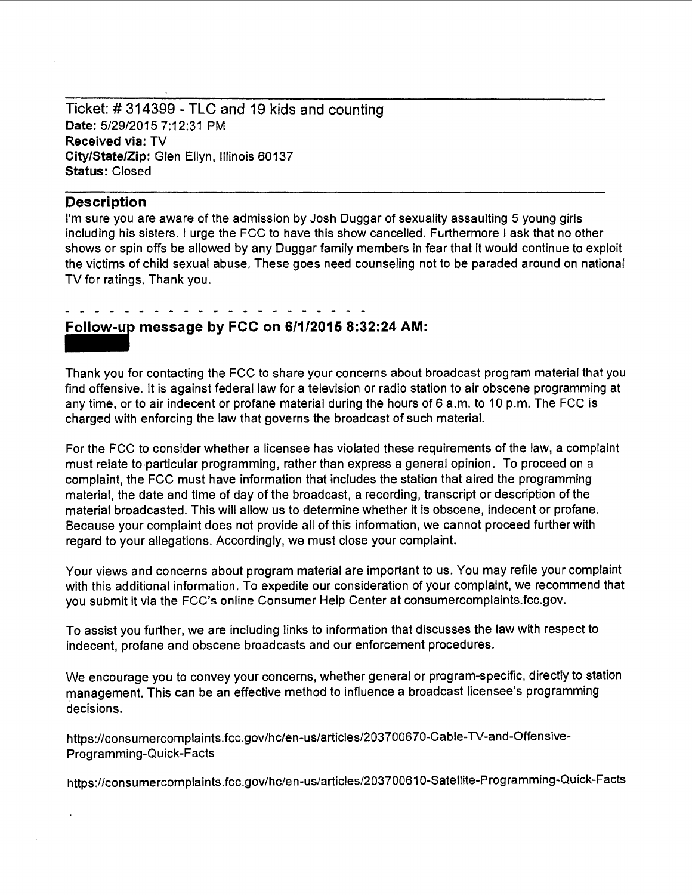Ticket: # 314399 - TLC and 19 kids and counting
**Date:** 5/29/2015 7:12:31 PM
**Received via:** TV
**City/State/Zip:** Glen Ellyn, Illinois 60137
**Status:** Closed

---

## Description

I'm sure you are aware of the admission by Josh Duggar of sexuality assaulting 5 young girls including his sisters. I urge the FCC to have this show cancelled. Furthermore I ask that no other shows or spin offs be allowed by any Duggar family members in fear that it would continue to exploit the victims of child sexual abuse. These goes need counseling not to be paraded around on national TV for ratings. Thank you.

- - - - - - - - - - - - - - - - - - - - - - -

## Follow-up message by FCC on 6/1/2015 8:32:24 AM:

Thank you for contacting the FCC to share your concerns about broadcast program material that you find offensive. It is against federal law for a television or radio station to air obscene programming at any time, or to air indecent or profane material during the hours of 6 a.m. to 10 p.m. The FCC is charged with enforcing the law that governs the broadcast of such material.

For the FCC to consider whether a licensee has violated these requirements of the law, a complaint must relate to particular programming, rather than express a general opinion. To proceed on a complaint, the FCC must have information that includes the station that aired the programming material, the date and time of day of the broadcast, a recording, transcript or description of the material broadcasted. This will allow us to determine whether it is obscene, indecent or profane. Because your complaint does not provide all of this information, we cannot proceed further with regard to your allegations. Accordingly, we must close your complaint.

Your views and concerns about program material are important to us. You may refile your complaint with this additional information. To expedite our consideration of your complaint, we recommend that you submit it via the FCC's online Consumer Help Center at consumercomplaints.fcc.gov.

To assist you further, we are including links to information that discusses the law with respect to indecent, profane and obscene broadcasts and our enforcement procedures.

We encourage you to convey your concerns, whether general or program-specific, directly to station management. This can be an effective method to influence a broadcast licensee's programming decisions.

https://consumercomplaints.fcc.gov/hc/en-us/articles/203700670-Cable-TV-and-Offensive-Programming-Quick-Facts

https://consumercomplaints.fcc.gov/hc/en-us/articles/203700610-Satellite-Programming-Quick-Facts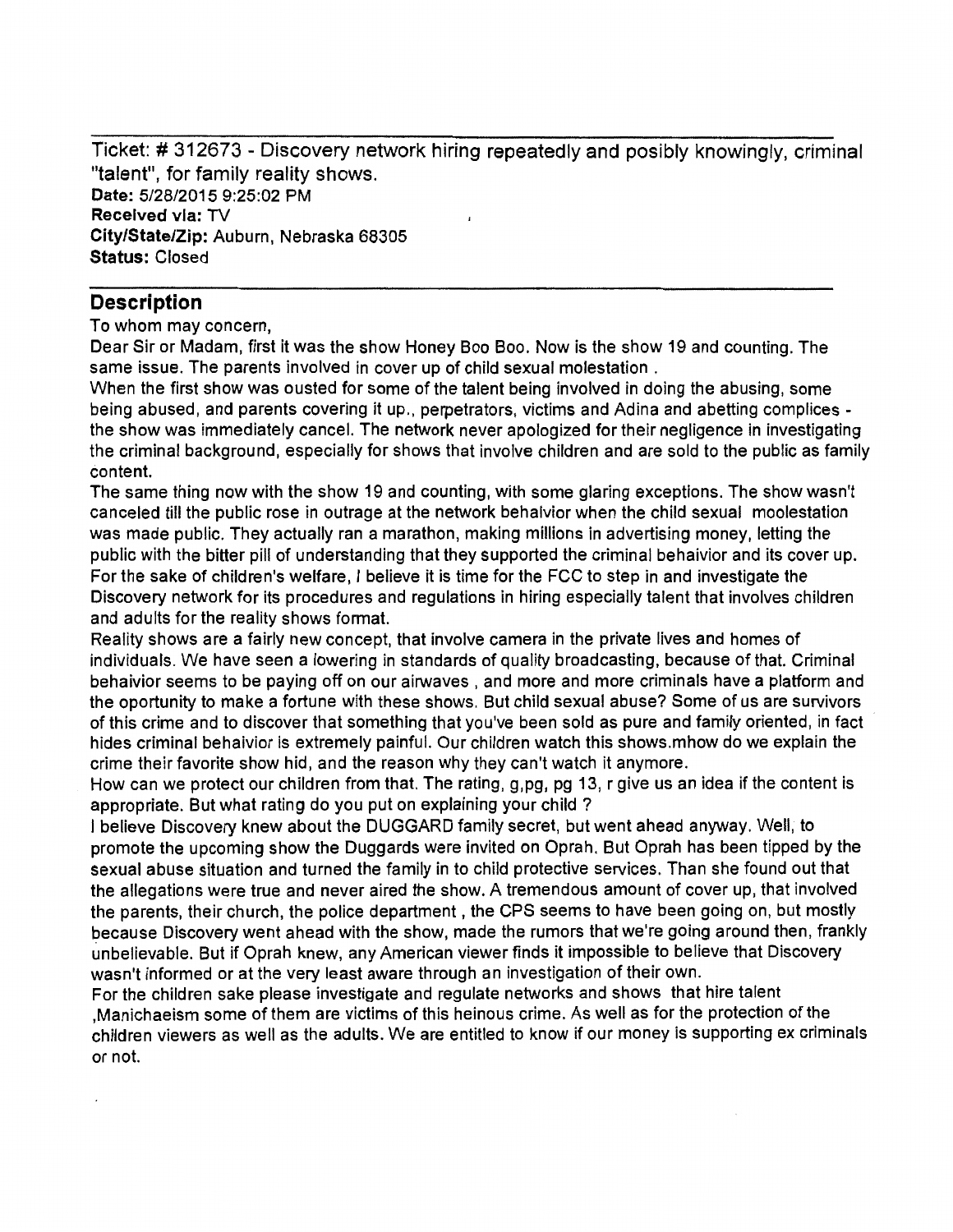Ticket: # 312673 - Discovery network hiring repeatedly and posibly knowingly, criminal "talent", for family reality shows.

**Date:** 5/28/2015 9:25:02 PM
**Received via:** TV
**City/State/Zip:** Auburn, Nebraska 68305
**Status:** Closed

## Description

To whom may concern,

Dear Sir or Madam, first it was the show Honey Boo Boo. Now is the show 19 and counting. The same issue. The parents involved in cover up of child sexual molestation .

When the first show was ousted for some of the talent being involved in doing the abusing, some being abused, and parents covering it up., perpetrators, victims and Adina and abetting complices - the show was immediately cancel. The network never apologized for their negligence in investigating the criminal background, especially for shows that involve children and are sold to the public as family content.

The same thing now with the show 19 and counting, with some glaring exceptions. The show wasn't canceled till the public rose in outrage at the network behavior when the child sexual moolestation was made public. They actually ran a marathon, making millions in advertising money, letting the public with the bitter pill of understanding that they supported the criminal behaivior and its cover up.

For the sake of children's welfare, I believe it is time for the FCC to step in and investigate the Discovery network for its procedures and regulations in hiring especially talent that involves children and adults for the reality shows format.

Reality shows are a fairly new concept, that involve camera in the private lives and homes of individuals. We have seen a lowering in standards of quality broadcasting, because of that. Criminal behaivior seems to be paying off on our airwaves , and more and more criminals have a platform and the oportunity to make a fortune with these shows. But child sexual abuse? Some of us are survivors of this crime and to discover that something that you've been sold as pure and family oriented, in fact hides criminal behaivior is extremely painful. Our children watch this shows.mhow do we explain the crime their favorite show hid, and the reason why they can't watch it anymore.

How can we protect our children from that. The rating, g,pg, pg 13, r give us an idea if the content is appropriate. But what rating do you put on explaining your child ?

I believe Discovery knew about the DUGGARD family secret, but went ahead anyway. Well, to promote the upcoming show the Duggards were invited on Oprah. But Oprah has been tipped by the sexual abuse situation and turned the family in to child protective services. Than she found out that the allegations were true and never aired the show. A tremendous amount of cover up, that involved the parents, their church, the police department , the CPS seems to have been going on, but mostly because Discovery went ahead with the show, made the rumors that we're going around then, frankly unbelievable. But if Oprah knew, any American viewer finds it impossible to believe that Discovery wasn't informed or at the very least aware through an investigation of their own.

For the children sake please investigate and regulate networks and shows that hire talent ,Manichaeism some of them are victims of this heinous crime. As well as for the protection of the children viewers as well as the adults. We are entitled to know if our money is supporting ex criminals or not.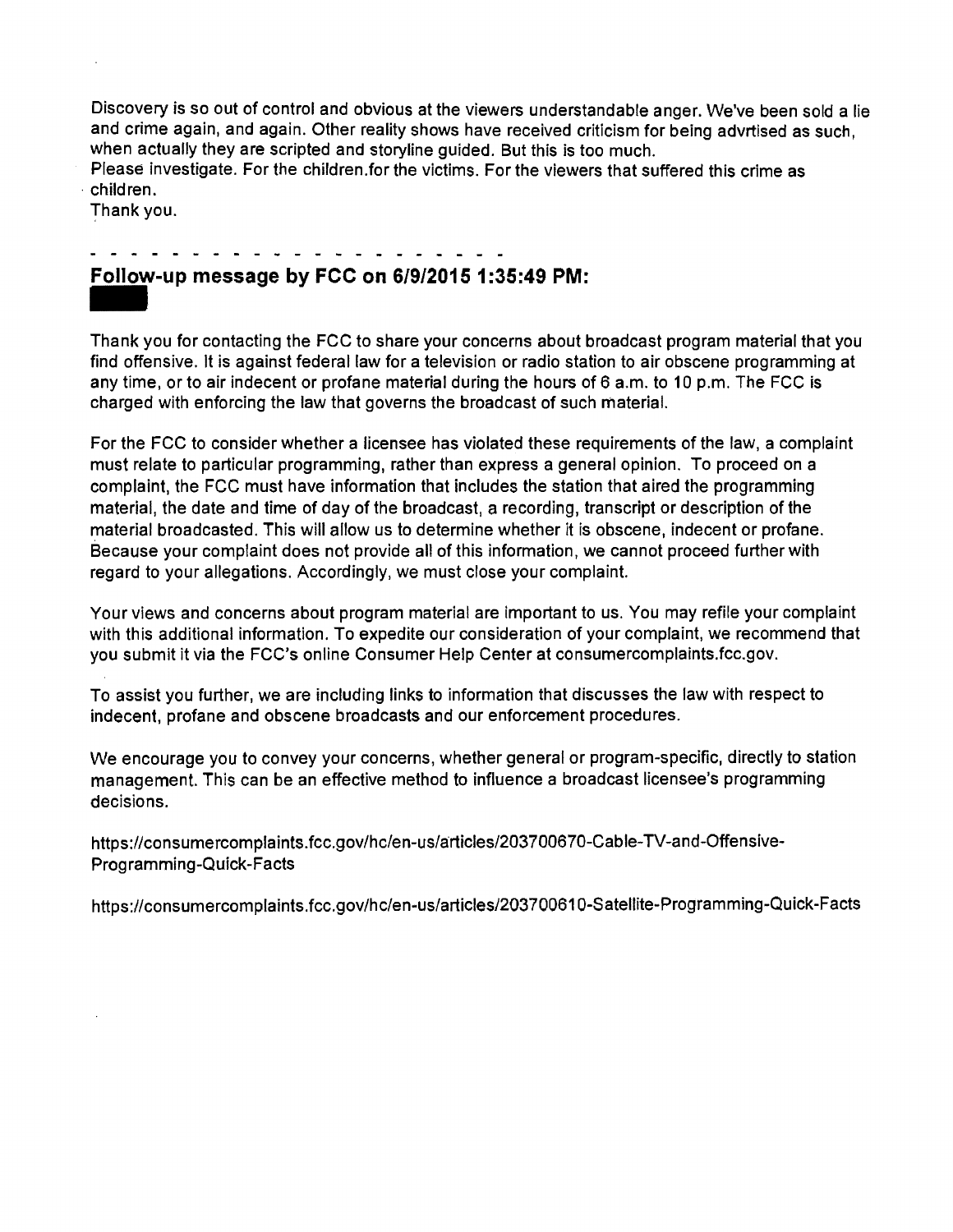Discovery is so out of control and obvious at the viewers understandable anger. We've been sold a lie and crime again, and again. Other reality shows have received criticism for being advrtised as such, when actually they are scripted and storyline guided. But this is too much.

Please investigate. For the children.for the victims. For the viewers that suffered this crime as children.

Thank you.

- - - - - - - - - - - - - - - - - - - - - - -

## Follow-up message by FCC on 6/9/2015 1:35:49 PM:

Thank you for contacting the FCC to share your concerns about broadcast program material that you find offensive. It is against federal law for a television or radio station to air obscene programming at any time, or to air indecent or profane material during the hours of 6 a.m. to 10 p.m. The FCC is charged with enforcing the law that governs the broadcast of such material.

For the FCC to consider whether a licensee has violated these requirements of the law, a complaint must relate to particular programming, rather than express a general opinion. To proceed on a complaint, the FCC must have information that includes the station that aired the programming material, the date and time of day of the broadcast, a recording, transcript or description of the material broadcasted. This will allow us to determine whether it is obscene, indecent or profane. Because your complaint does not provide all of this information, we cannot proceed further with regard to your allegations. Accordingly, we must close your complaint.

Your views and concerns about program material are important to us. You may refile your complaint with this additional information. To expedite our consideration of your complaint, we recommend that you submit it via the FCC's online Consumer Help Center at consumercomplaints.fcc.gov.

To assist you further, we are including links to information that discusses the law with respect to indecent, profane and obscene broadcasts and our enforcement procedures.

We encourage you to convey your concerns, whether general or program-specific, directly to station management. This can be an effective method to influence a broadcast licensee's programming decisions.

https://consumercomplaints.fcc.gov/hc/en-us/articles/203700670-Cable-TV-and-Offensive-Programming-Quick-Facts

https://consumercomplaints.fcc.gov/hc/en-us/articles/203700610-Satellite-Programming-Quick-Facts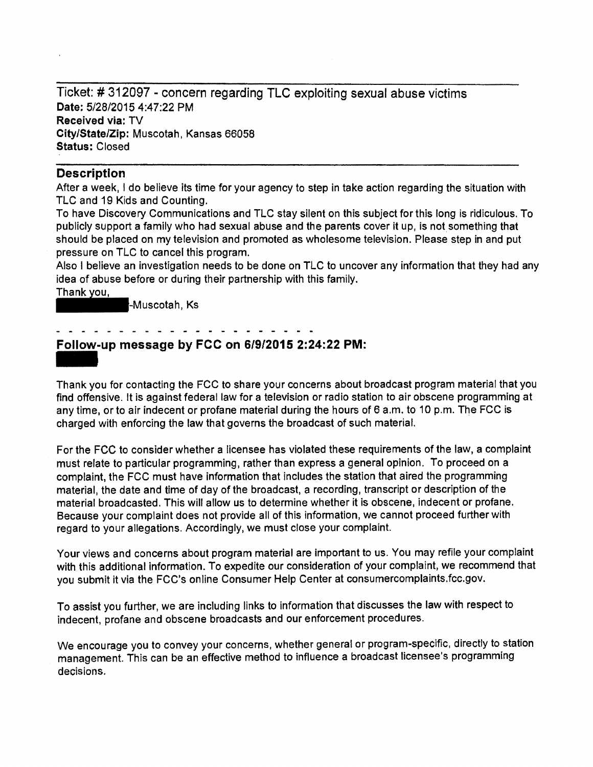Ticket: # 312097 - concern regarding TLC exploiting sexual abuse victims
**Date:** 5/28/2015 4:47:22 PM
**Received via:** TV
**City/State/Zip:** Muscotah, Kansas 66058
**Status:** Closed

---

## Description

After a week, I do believe its time for your agency to step in take action regarding the situation with TLC and 19 Kids and Counting.
To have Discovery Communications and TLC stay silent on this subject for this long is ridiculous. To publicly support a family who had sexual abuse and the parents cover it up, is not something that should be placed on my television and promoted as wholesome television. Please step in and put pressure on TLC to cancel this program.
Also I believe an investigation needs to be done on TLC to uncover any information that they had any idea of abuse before or during their partnership with this family.
Thank you,
[REDACTED]-Muscotah, Ks

- - - - - - - - - - - - - - - - - - - - - -

## Follow-up message by FCC on 6/9/2015 2:24:22 PM:

[REDACTED]

Thank you for contacting the FCC to share your concerns about broadcast program material that you find offensive. It is against federal law for a television or radio station to air obscene programming at any time, or to air indecent or profane material during the hours of 6 a.m. to 10 p.m. The FCC is charged with enforcing the law that governs the broadcast of such material.

For the FCC to consider whether a licensee has violated these requirements of the law, a complaint must relate to particular programming, rather than express a general opinion. To proceed on a complaint, the FCC must have information that includes the station that aired the programming material, the date and time of day of the broadcast, a recording, transcript or description of the material broadcasted. This will allow us to determine whether it is obscene, indecent or profane. Because your complaint does not provide all of this information, we cannot proceed further with regard to your allegations. Accordingly, we must close your complaint.

Your views and concerns about program material are important to us. You may refile your complaint with this additional information. To expedite our consideration of your complaint, we recommend that you submit it via the FCC's online Consumer Help Center at consumercomplaints.fcc.gov.

To assist you further, we are including links to information that discusses the law with respect to indecent, profane and obscene broadcasts and our enforcement procedures.

We encourage you to convey your concerns, whether general or program-specific, directly to station management. This can be an effective method to influence a broadcast licensee's programming decisions.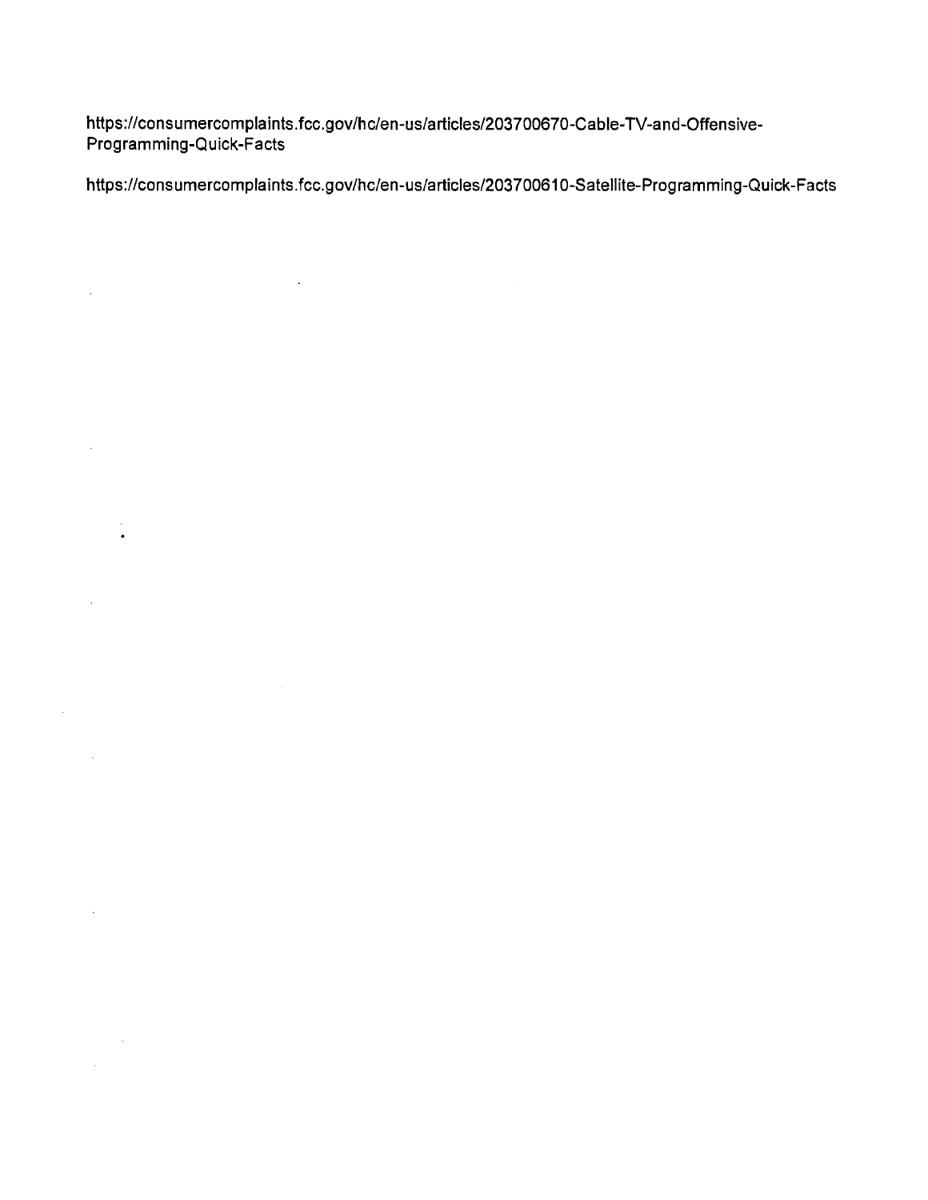https://consumercomplaints.fcc.gov/hc/en-us/articles/203700670-Cable-TV-and-Offensive-Programming-Quick-Facts

https://consumercomplaints.fcc.gov/hc/en-us/articles/203700610-Satellite-Programming-Quick-Facts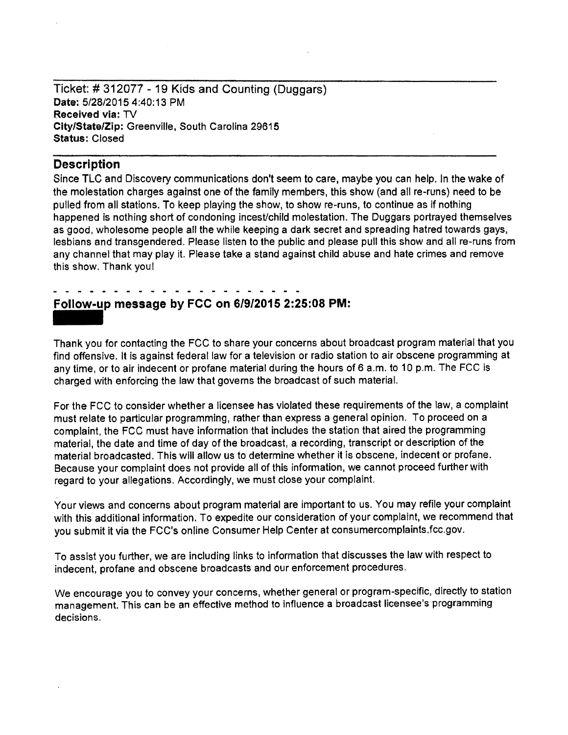Ticket: # 312077 - 19 Kids and Counting (Duggars)
**Date:** 5/28/2015 4:40:13 PM
**Received via:** TV
**City/State/Zip:** Greenville, South Carolina 29615
**Status:** Closed

## Description

Since TLC and Discovery communications don't seem to care, maybe you can help. In the wake of the molestation charges against one of the family members, this show (and all re-runs) need to be pulled from all stations. To keep playing the show, to show re-runs, to continue as if nothing happened is nothing short of condoning incest/child molestation. The Duggars portrayed themselves as good, wholesome people all the while keeping a dark secret and spreading hatred towards gays, lesbians and transgendered. Please listen to the public and please pull this show and all re-runs from any channel that may play it. Please take a stand against child abuse and hate crimes and remove this show. Thank you!

- - - - - - - - - - - - - - - - - - - - - -

## Follow-up message by FCC on 6/9/2015 2:25:08 PM:

Thank you for contacting the FCC to share your concerns about broadcast program material that you find offensive. It is against federal law for a television or radio station to air obscene programming at any time, or to air indecent or profane material during the hours of 6 a.m. to 10 p.m. The FCC is charged with enforcing the law that governs the broadcast of such material.

For the FCC to consider whether a licensee has violated these requirements of the law, a complaint must relate to particular programming, rather than express a general opinion. To proceed on a complaint, the FCC must have information that includes the station that aired the programming material, the date and time of day of the broadcast, a recording, transcript or description of the material broadcasted. This will allow us to determine whether it is obscene, indecent or profane. Because your complaint does not provide all of this information, we cannot proceed further with regard to your allegations. Accordingly, we must close your complaint.

Your views and concerns about program material are important to us. You may refile your complaint with this additional information. To expedite our consideration of your complaint, we recommend that you submit it via the FCC's online Consumer Help Center at consumercomplaints.fcc.gov.

To assist you further, we are including links to information that discusses the law with respect to indecent, profane and obscene broadcasts and our enforcement procedures.

We encourage you to convey your concerns, whether general or program-specific, directly to station management. This can be an effective method to influence a broadcast licensee's programming decisions.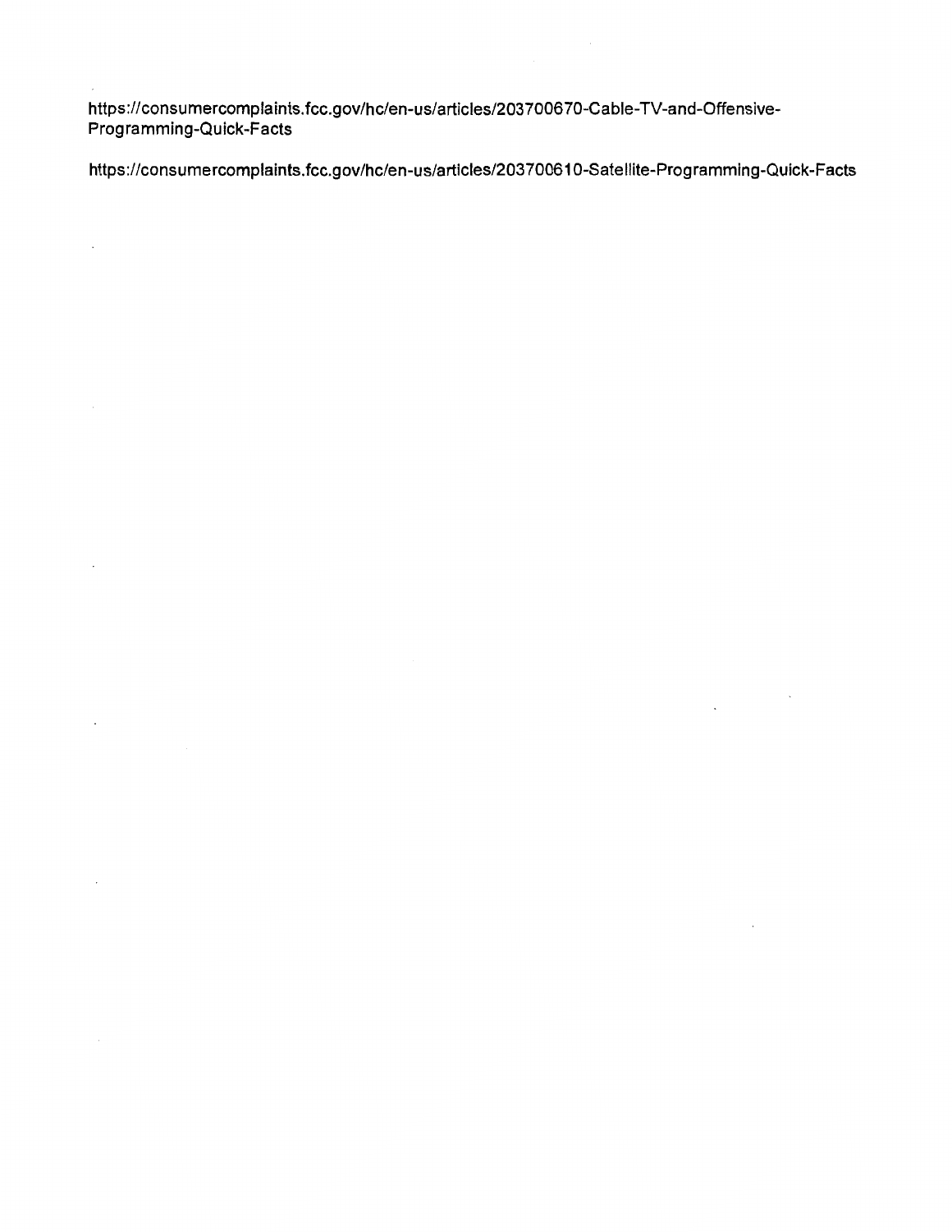https://consumercomplaints.fcc.gov/hc/en-us/articles/203700670-Cable-TV-and-Offensive-Programming-Quick-Facts

https://consumercomplaints.fcc.gov/hc/en-us/articles/203700610-Satellite-Programming-Quick-Facts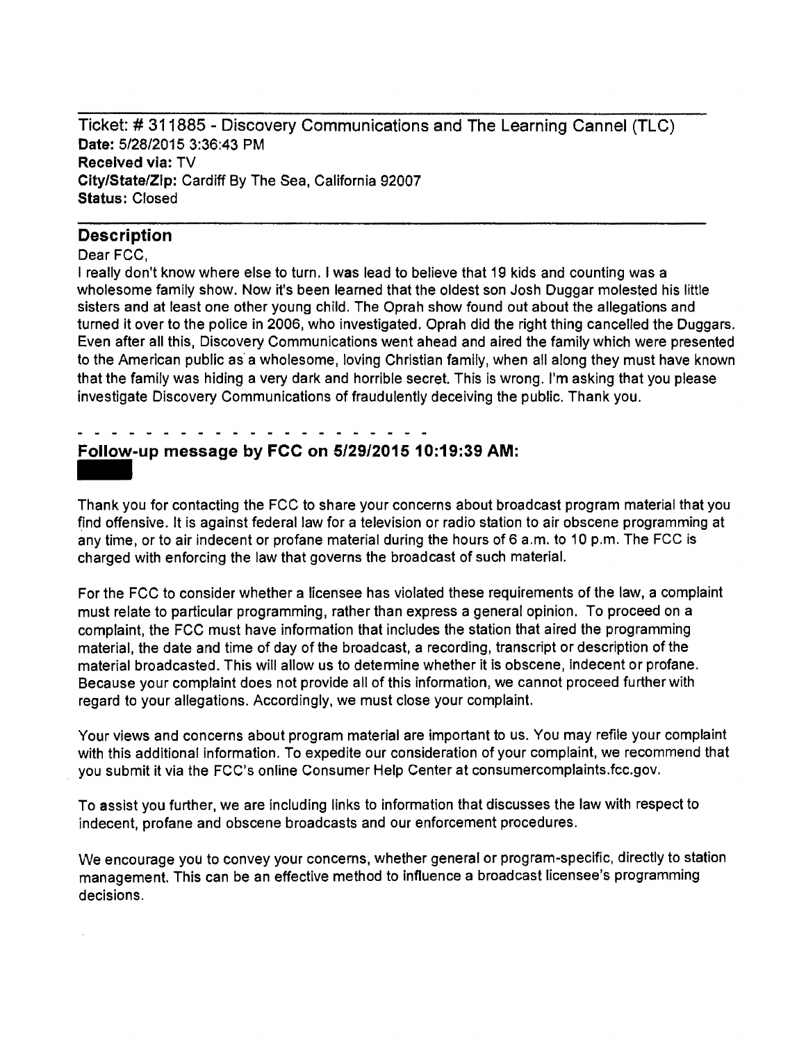Ticket: # 311885 - Discovery Communications and The Learning Cannel (TLC)
**Date:** 5/28/2015 3:36:43 PM
**Received via:** TV
**City/State/Zip:** Cardiff By The Sea, California 92007
**Status:** Closed

## Description

Dear FCC,
I really don't know where else to turn. I was lead to believe that 19 kids and counting was a wholesome family show. Now it's been learned that the oldest son Josh Duggar molested his little sisters and at least one other young child. The Oprah show found out about the allegations and turned it over to the police in 2006, who investigated. Oprah did the right thing cancelled the Duggars. Even after all this, Discovery Communications went ahead and aired the family which were presented to the American public as a wholesome, loving Christian family, when all along they must have known that the family was hiding a very dark and horrible secret. This is wrong. I'm asking that you please investigate Discovery Communications of fraudulently deceiving the public. Thank you.

- - - - - - - - - - - - - - - - - - - - - - -

## Follow-up message by FCC on 5/29/2015 10:19:39 AM:

Thank you for contacting the FCC to share your concerns about broadcast program material that you find offensive. It is against federal law for a television or radio station to air obscene programming at any time, or to air indecent or profane material during the hours of 6 a.m. to 10 p.m. The FCC is charged with enforcing the law that governs the broadcast of such material.

For the FCC to consider whether a licensee has violated these requirements of the law, a complaint must relate to particular programming, rather than express a general opinion. To proceed on a complaint, the FCC must have information that includes the station that aired the programming material, the date and time of day of the broadcast, a recording, transcript or description of the material broadcasted. This will allow us to determine whether it is obscene, indecent or profane. Because your complaint does not provide all of this information, we cannot proceed further with regard to your allegations. Accordingly, we must close your complaint.

Your views and concerns about program material are important to us. You may refile your complaint with this additional information. To expedite our consideration of your complaint, we recommend that you submit it via the FCC's online Consumer Help Center at consumercomplaints.fcc.gov.

To assist you further, we are including links to information that discusses the law with respect to indecent, profane and obscene broadcasts and our enforcement procedures.

We encourage you to convey your concerns, whether general or program-specific, directly to station management. This can be an effective method to influence a broadcast licensee's programming decisions.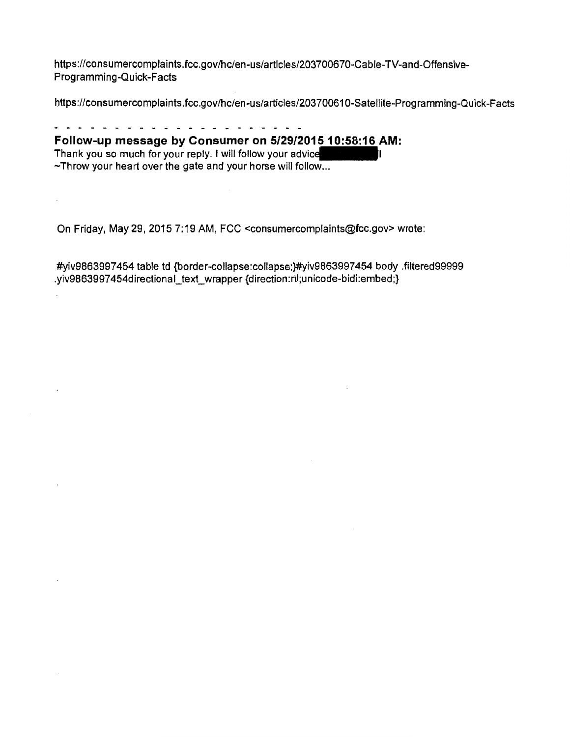https://consumercomplaints.fcc.gov/hc/en-us/articles/203700670-Cable-TV-and-Offensive-Programming-Quick-Facts

https://consumercomplaints.fcc.gov/hc/en-us/articles/203700610-Satellite-Programming-Quick-Facts

- - - - - - - - - - - - - - - - - - - - - - -

**Follow-up message by Consumer on 5/29/2015 10:58:16 AM:**

Thank you so much for your reply. I will follow your advice [redacted]!
~Throw your heart over the gate and your horse will follow...

On Friday, May 29, 2015 7:19 AM, FCC <consumercomplaints@fcc.gov> wrote:

#yiv9863997454 table td {border-collapse:collapse;}#yiv9863997454 body .filtered99999 .yiv9863997454directional_text_wrapper {direction:rtl;unicode-bidi:embed;}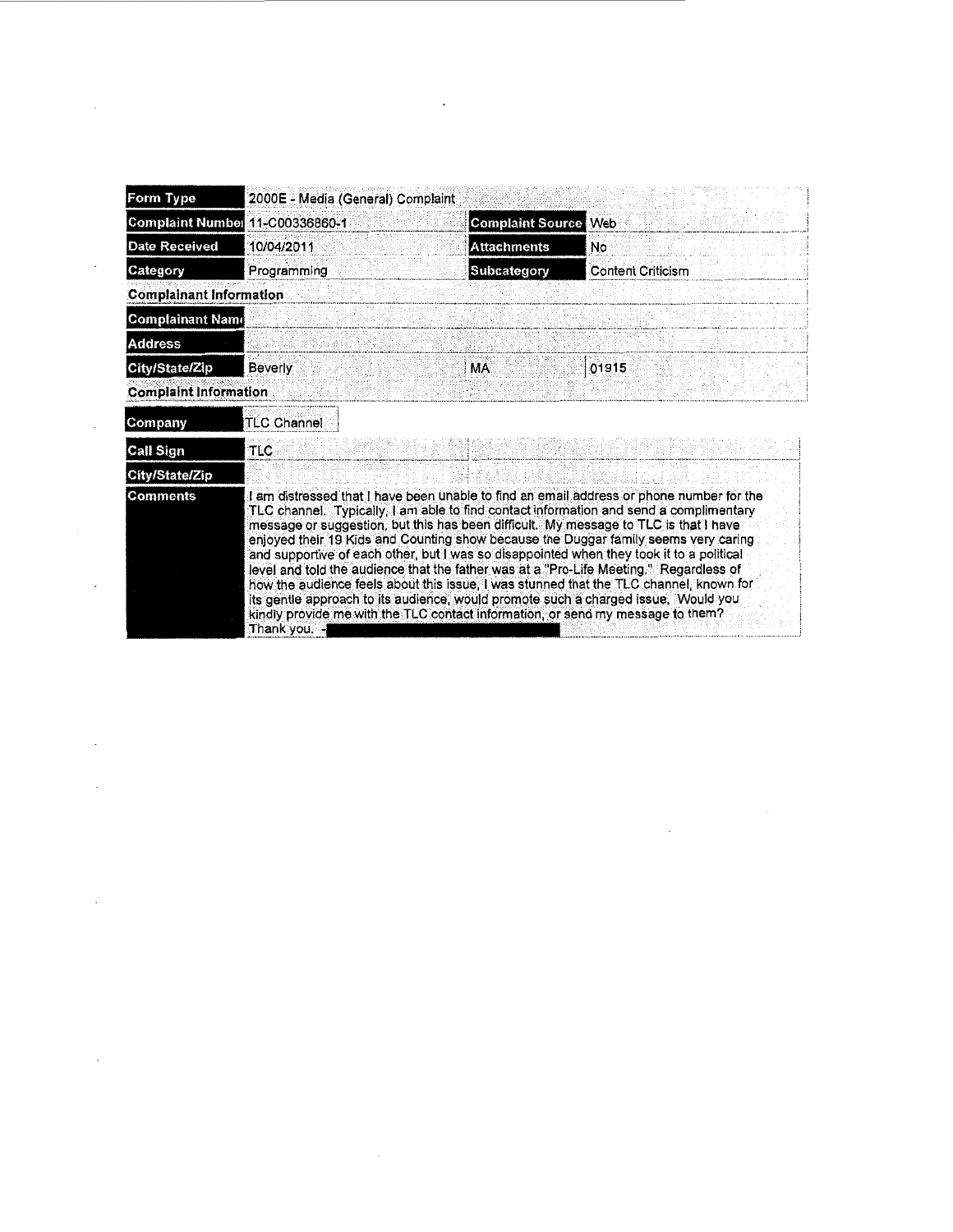| Form Type | 2000E - Media (General) Complaint | | |
| --- | --- | --- | --- |
| Complaint Number | 11-C00336860-1 | Complaint Source | Web |
| Date Received | 10/04/2011 | Attachments | No |
| Category | Programming | Subcategory | Content Criticism |

**Complainant Information**

| | | | |
| --- | --- | --- | --- |
| Complainant Name | | | |
| Address | | | |
| City/State/Zip | Beverly | MA | 01915 |

**Complaint Information**

| | |
| --- | --- |
| Company | TLC Channel |
| Call Sign | TLC |
| City/State/Zip | |
| Comments | I am distressed that I have been unable to find an email address or phone number for the TLC channel. Typically, I am able to find contact information and send a complimentary message or suggestion, but this has been difficult. My message to TLC is that I have enjoyed their 19 Kids and Counting show because the Duggar family seems very caring and supportive of each other, but I was so disappointed when they took it to a political level and told the audience that the father was at a "Pro-Life Meeting." Regardless of how the audience feels about this issue, I was stunned that the TLC channel, known for its gentle approach to its audience, would promote such a charged issue. Would you kindly provide me with the TLC contact information, or send my message to them? Thank you. - |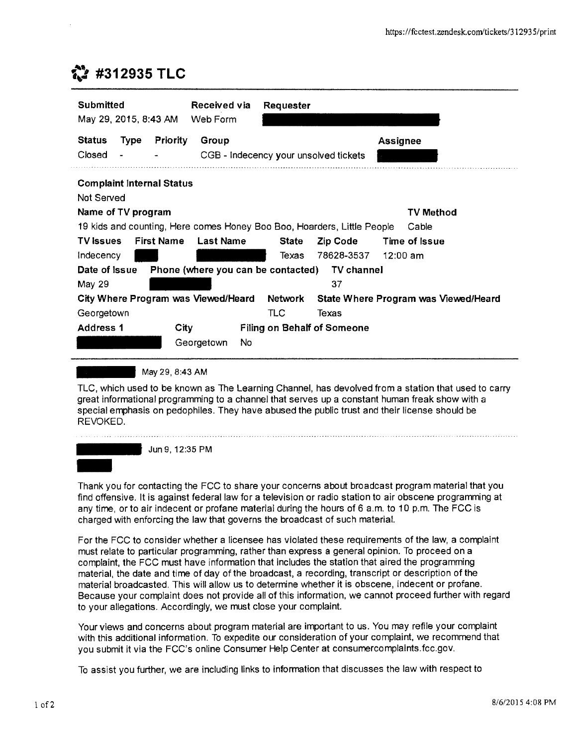# #312935 TLC

| Submitted | Received via | Requester |
|---|---|---|
| May 29, 2015, 8:43 AM | Web Form | |

| Status | Type | Priority | Group | Assignee |
|---|---|---|---|---|
| Closed | - | - | CGB - Indecency your unsolved tickets | |

**Complaint Internal Status**
Not Served

| Name of TV program | TV Method |
|---|---|
| 19 kids and counting, Here comes Honey Boo Boo, Hoarders, Little People | Cable |

| TV Issues | First Name | Last Name | State | Zip Code | Time of Issue |
|---|---|---|---|---|---|
| Indecency | | | Texas | 78628-3537 | 12:00 am |

| Date of Issue | Phone (where you can be contacted) | TV channel |
|---|---|---|
| May 29 | | 37 |

| City Where Program was Viewed/Heard | Network | State Where Program was Viewed/Heard |
|---|---|---|
| Georgetown | TLC | Texas |

| Address 1 | City | Filing on Behalf of Someone |
|---|---|---|
| | Georgetown | No |

May 29, 8:43 AM

TLC, which used to be known as The Learning Channel, has devolved from a station that used to carry great informational programming to a channel that serves up a constant human freak show with a special emphasis on pedophiles. They have abused the public trust and their license should be REVOKED.

Jun 9, 12:35 PM

Thank you for contacting the FCC to share your concerns about broadcast program material that you find offensive. It is against federal law for a television or radio station to air obscene programming at any time, or to air indecent or profane material during the hours of 6 a.m. to 10 p.m. The FCC is charged with enforcing the law that governs the broadcast of such material.

For the FCC to consider whether a licensee has violated these requirements of the law, a complaint must relate to particular programming, rather than express a general opinion. To proceed on a complaint, the FCC must have information that includes the station that aired the programming material, the date and time of day of the broadcast, a recording, transcript or description of the material broadcasted. This will allow us to determine whether it is obscene, indecent or profane. Because your complaint does not provide all of this information, we cannot proceed further with regard to your allegations. Accordingly, we must close your complaint.

Your views and concerns about program material are important to us. You may refile your complaint with this additional information. To expedite our consideration of your complaint, we recommend that you submit it via the FCC's online Consumer Help Center at consumercomplaints.fcc.gov.

To assist you further, we are including links to information that discusses the law with respect to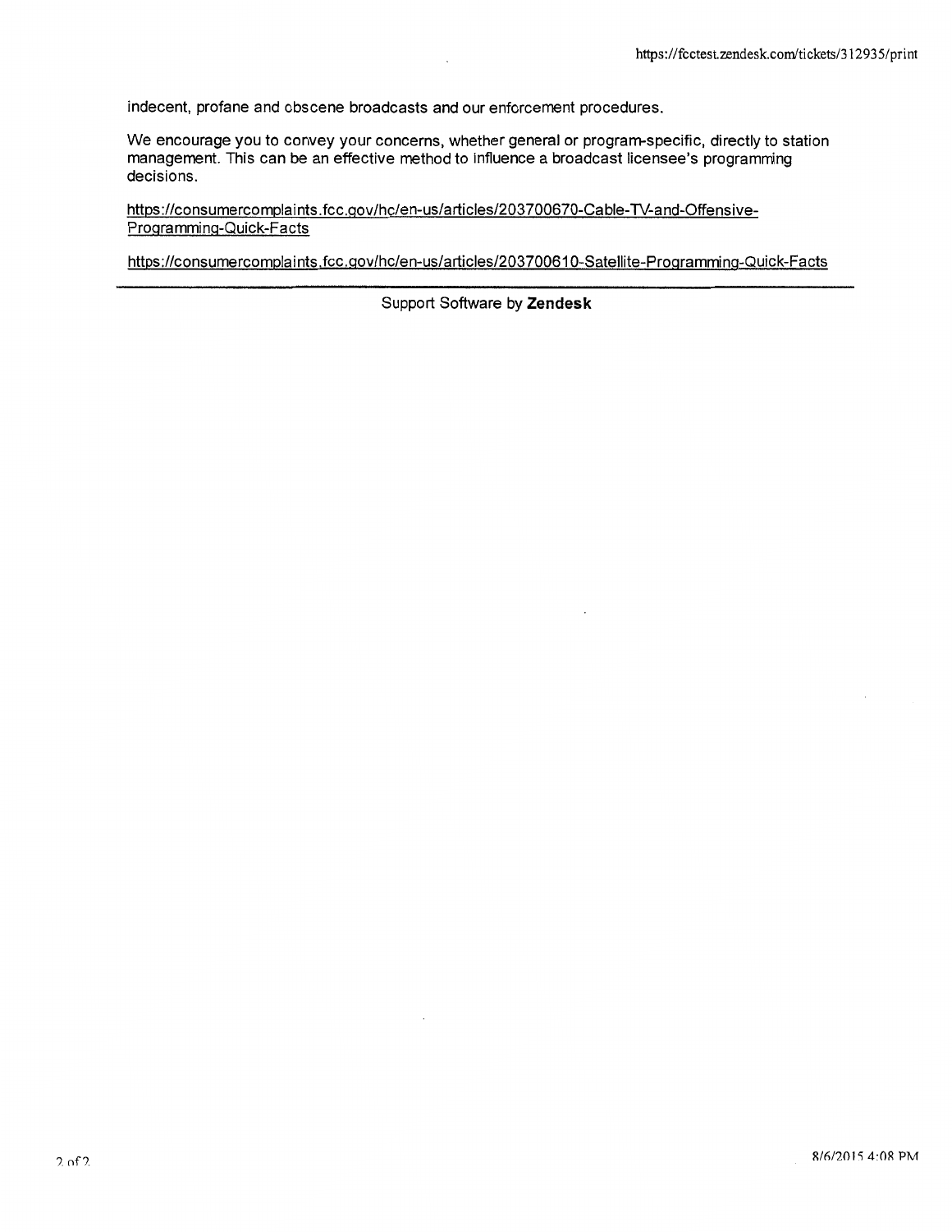indecent, profane and obscene broadcasts and our enforcement procedures.

We encourage you to convey your concerns, whether general or program-specific, directly to station management. This can be an effective method to influence a broadcast licensee's programming decisions.

https://consumercomplaints.fcc.gov/hc/en-us/articles/203700670-Cable-TV-and-Offensive-Programming-Quick-Facts

https://consumercomplaints.fcc.gov/hc/en-us/articles/203700610-Satellite-Programming-Quick-Facts

---

Support Software by **Zendesk**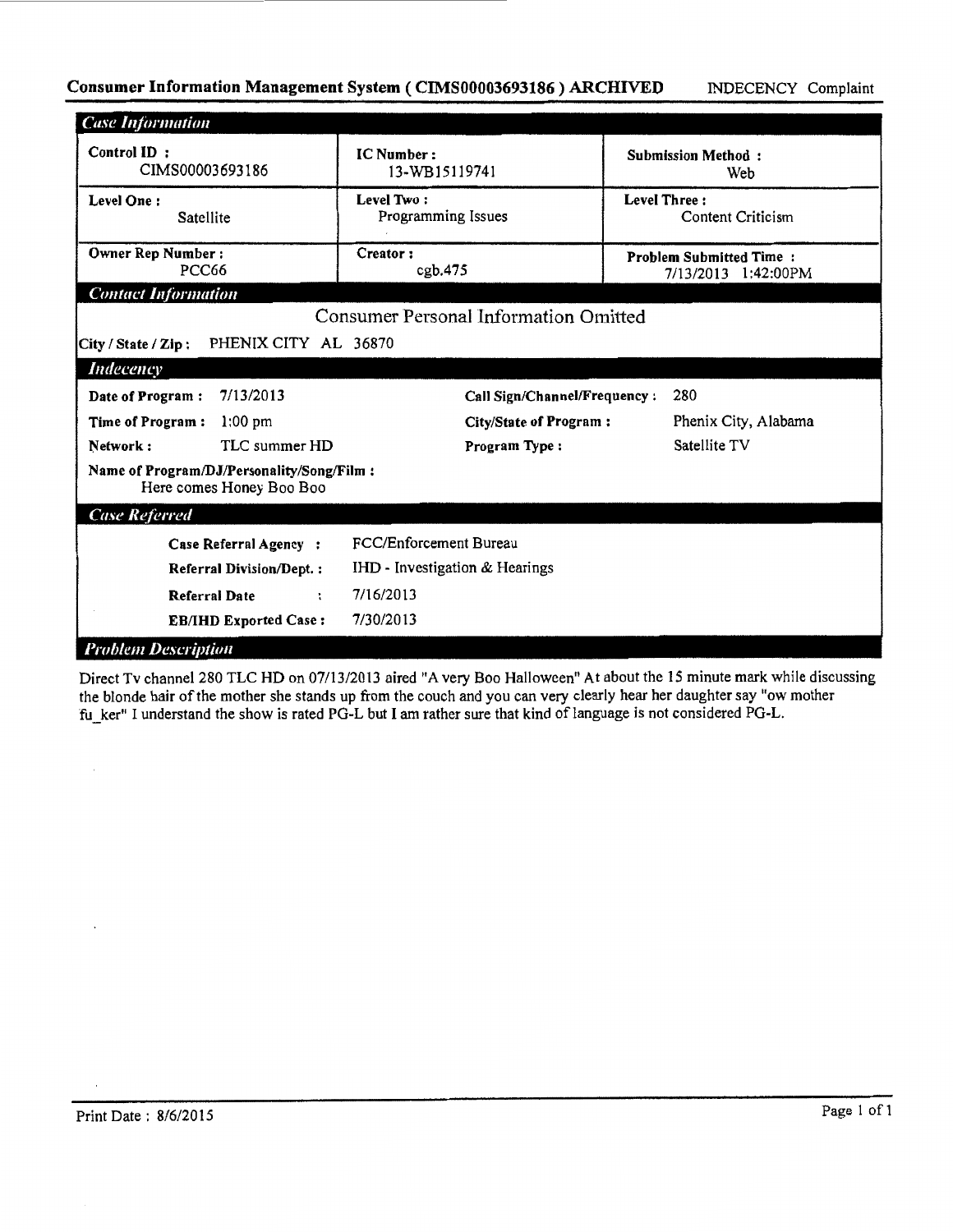**Consumer Information Management System ( CIMS00003693186 ) ARCHIVED** INDECENCY Complaint

### *Case Information*

| Control ID : | IC Number : | Submission Method : |
|---|---|---|
| CIMS00003693186 | 13-WB15119741 | Web |
| **Level One :** | **Level Two :** | **Level Three :** |
| Satellite | Programming Issues | Content Criticism |
| **Owner Rep Number :** | **Creator :** | **Problem Submitted Time :** |
| PCC66 | cgb.475 | 7/13/2013 1:42:00PM |

### *Contact Information*

Consumer Personal Information Omitted

**City / State / Zip :** PHENIX CITY AL 36870

### *Indecency*

| | | | |
|---|---|---|---|
| **Date of Program :** | 7/13/2013 | **Call Sign/Channel/Frequency :** | 280 |
| **Time of Program :** | 1:00 pm | **City/State of Program :** | Phenix City, Alabama |
| **Network :** | TLC summer HD | **Program Type :** | Satellite TV |

**Name of Program/DJ/Personality/Song/Film :**
Here comes Honey Boo Boo

### *Case Referred*

| | |
|---|---|
| **Case Referral Agency :** | FCC/Enforcement Bureau |
| **Referral Division/Dept. :** | IHD - Investigation & Hearings |
| **Referral Date :** | 7/16/2013 |
| **EB/IHD Exported Case :** | 7/30/2013 |

### *Problem Description*

Direct Tv channel 280 TLC HD on 07/13/2013 aired "A very Boo Halloween" At about the 15 minute mark while discussing the blonde hair of the mother she stands up from the couch and you can very clearly hear her daughter say "ow mother fu_ker" I understand the show is rated PG-L but I am rather sure that kind of language is not considered PG-L.

Print Date : 8/6/2015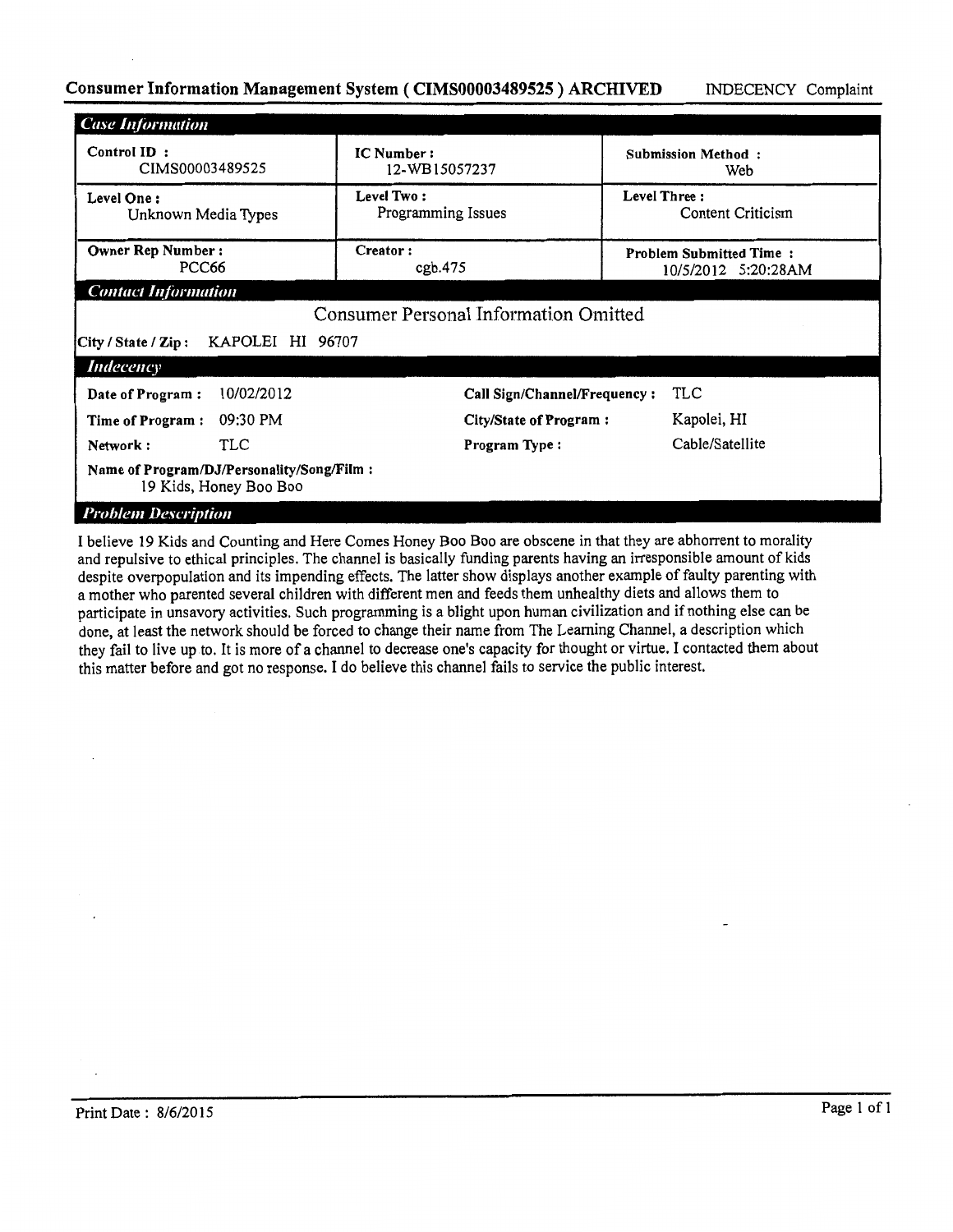## Consumer Information Management System ( CIMS00003489525 ) ARCHIVED — INDECENCY Complaint

### *Case Information*

| | | |
|---|---|---|
| **Control ID :** CIMS00003489525 | **IC Number :** 12-WB15057237 | **Submission Method :** Web |
| **Level One :** Unknown Media Types | **Level Two :** Programming Issues | **Level Three :** Content Criticism |
| **Owner Rep Number :** PCC66 | **Creator :** cgb.475 | **Problem Submitted Time :** 10/5/2012 5:20:28AM |

### *Contact Information*

Consumer Personal Information Omitted

**City / State / Zip :** KAPOLEI HI 96707

### *Indecency*

| | | | |
|---|---|---|---|
| **Date of Program :** | 10/02/2012 | **Call Sign/Channel/Frequency :** | TLC |
| **Time of Program :** | 09:30 PM | **City/State of Program :** | Kapolei, HI |
| **Network :** | TLC | **Program Type :** | Cable/Satellite |

**Name of Program/DJ/Personality/Song/Film :** 19 Kids, Honey Boo Boo

### *Problem Description*

I believe 19 Kids and Counting and Here Comes Honey Boo Boo are obscene in that they are abhorrent to morality and repulsive to ethical principles. The channel is basically funding parents having an irresponsible amount of kids despite overpopulation and its impending effects. The latter show displays another example of faulty parenting with a mother who parented several children with different men and feeds them unhealthy diets and allows them to participate in unsavory activities. Such programming is a blight upon human civilization and if nothing else can be done, at least the network should be forced to change their name from The Learning Channel, a description which they fail to live up to. It is more of a channel to decrease one's capacity for thought or virtue. I contacted them about this matter before and got no response. I do believe this channel fails to service the public interest.

Print Date : 8/6/2015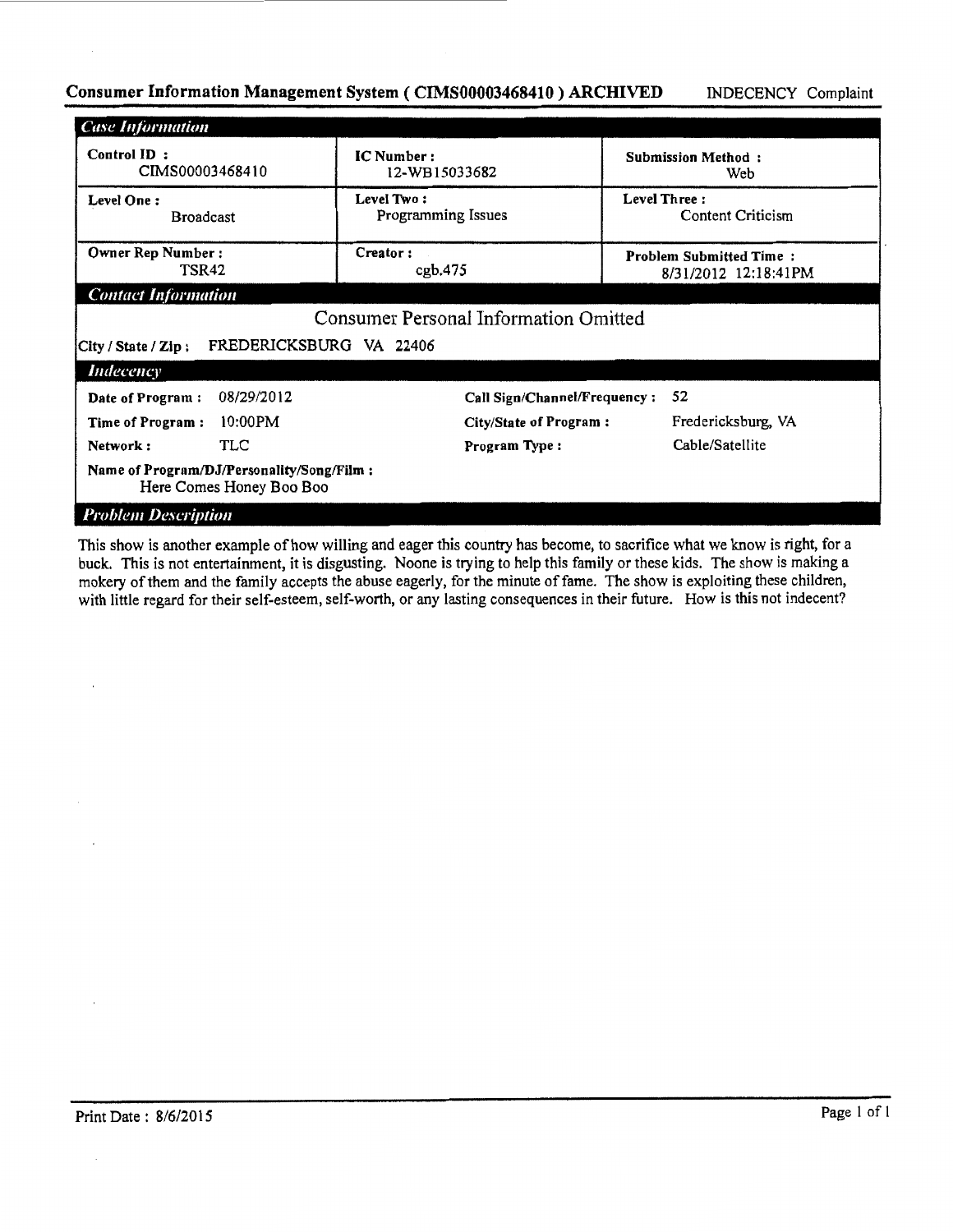**Consumer Information Management System ( CIMS00003468410 ) ARCHIVED** INDECENCY Complaint

***Case Information***

| **Control ID :** CIMS00003468410 | **IC Number :** 12-WB15033682 | **Submission Method :** Web |
|---|---|---|
| **Level One :** Broadcast | **Level Two :** Programming Issues | **Level Three :** Content Criticism |
| **Owner Rep Number :** TSR42 | **Creator :** cgb.475 | **Problem Submitted Time :** 8/31/2012 12:18:41PM |

***Contact Information***

Consumer Personal Information Omitted

**City / State / Zip :** FREDERICKSBURG VA 22406

***Indecency***

| | | | |
|---|---|---|---|
| **Date of Program :** | 08/29/2012 | **Call Sign/Channel/Frequency :** | 52 |
| **Time of Program :** | 10:00PM | **City/State of Program :** | Fredericksburg, VA |
| **Network :** | TLC | **Program Type :** | Cable/Satellite |

**Name of Program/DJ/Personality/Song/Film :** Here Comes Honey Boo Boo

***Problem Description***

This show is another example of how willing and eager this country has become, to sacrifice what we know is right, for a buck. This is not entertainment, it is disgusting. Noone is trying to help this family or these kids. The show is making a mokery of them and the family accepts the abuse eagerly, for the minute of fame. The show is exploiting these children, with little regard for their self-esteem, self-worth, or any lasting consequences in their future. How is this not indecent?

Print Date : 8/6/2015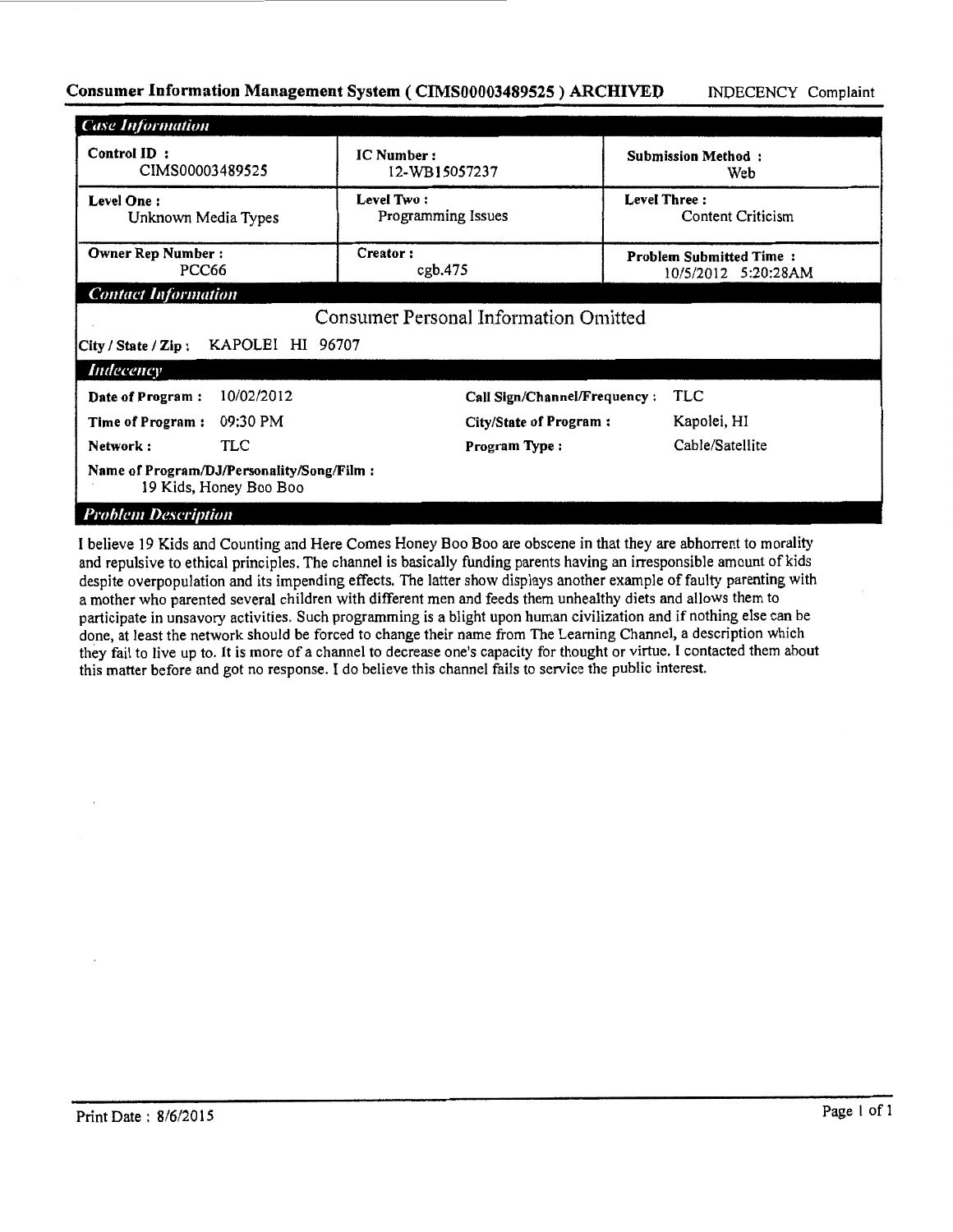**Consumer Information Management System ( CIMS00003489525 ) ARCHIVED** INDECENCY Complaint

***Case Information***

| Control ID : CIMS00003489525 | IC Number : 12-WB15057237 | Submission Method : Web |
|---|---|---|
| Level One : Unknown Media Types | Level Two : Programming Issues | Level Three : Content Criticism |
| Owner Rep Number : PCC66 | Creator : cgb.475 | Problem Submitted Time : 10/5/2012 5:20:28AM |

***Contact Information***

Consumer Personal Information Omitted

City / State / Zip : KAPOLEI HI 96707

***Indecency***

| | | | |
|---|---|---|---|
| **Date of Program :** | 10/02/2012 | **Call Sign/Channel/Frequency :** | TLC |
| **Time of Program :** | 09:30 PM | **City/State of Program :** | Kapolei, HI |
| **Network :** | TLC | **Program Type :** | Cable/Satellite |

**Name of Program/DJ/Personality/Song/Film :** 19 Kids, Honey Boo Boo

***Problem Description***

I believe 19 Kids and Counting and Here Comes Honey Boo Boo are obscene in that they are abhorrent to morality and repulsive to ethical principles. The channel is basically funding parents having an irresponsible amount of kids despite overpopulation and its impending effects. The latter show displays another example of faulty parenting with a mother who parented several children with different men and feeds them unhealthy diets and allows them to participate in unsavory activities. Such programming is a blight upon human civilization and if nothing else can be done, at least the network should be forced to change their name from The Learning Channel, a description which they fail to live up to. It is more of a channel to decrease one's capacity for thought or virtue. I contacted them about this matter before and got no response. I do believe this channel fails to service the public interest.

Print Date : 8/6/2015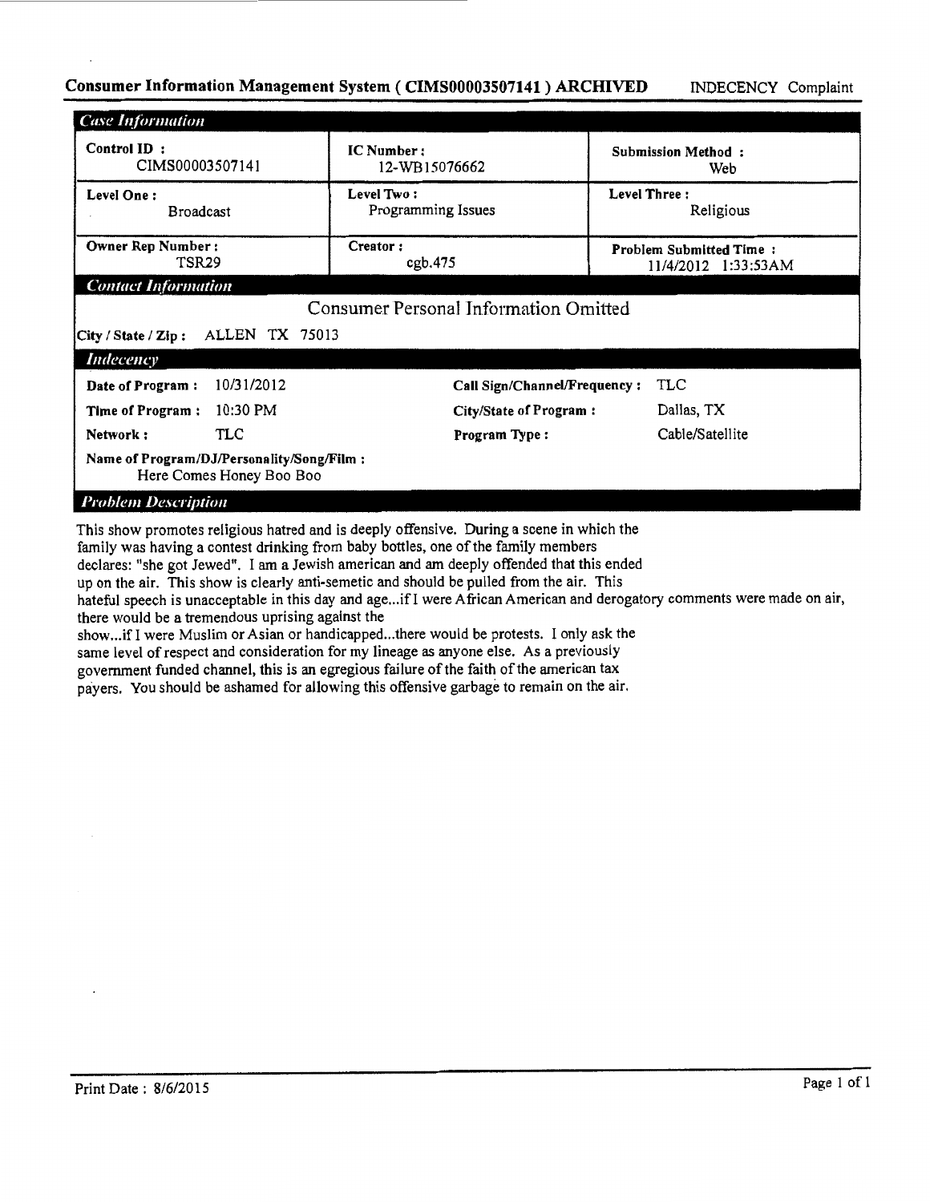**Consumer Information Management System ( CIMS00003507141 ) ARCHIVED** INDECENCY Complaint

***Case Information***

| Control ID : CIMS00003507141 | IC Number : 12-WB15076662 | Submission Method : Web |
|---|---|---|
| Level One : Broadcast | Level Two : Programming Issues | Level Three : Religious |
| Owner Rep Number : TSR29 | Creator : cgb.475 | Problem Submitted Time : 11/4/2012 1:33:53AM |

***Contact Information***

Consumer Personal Information Omitted

**City / State / Zip :** ALLEN TX 75013

***Indecency***

| | | | |
|---|---|---|---|
| **Date of Program :** | 10/31/2012 | **Call Sign/Channel/Frequency :** | TLC |
| **Time of Program :** | 10:30 PM | **City/State of Program :** | Dallas, TX |
| **Network :** | TLC | **Program Type :** | Cable/Satellite |

**Name of Program/DJ/Personality/Song/Film :**
Here Comes Honey Boo Boo

***Problem Description***

This show promotes religious hatred and is deeply offensive. During a scene in which the family was having a contest drinking from baby bottles, one of the family members declares: "she got Jewed". I am a Jewish american and am deeply offended that this ended up on the air. This show is clearly anti-semetic and should be pulled from the air. This hateful speech is unacceptable in this day and age...if I were African American and derogatory comments were made on air, there would be a tremendous uprising against the show...if I were Muslim or Asian or handicapped...there would be protests. I only ask the same level of respect and consideration for my lineage as anyone else. As a previously government funded channel, this is an egregious failure of the faith of the american tax payers. You should be ashamed for allowing this offensive garbage to remain on the air.

Print Date : 8/6/2015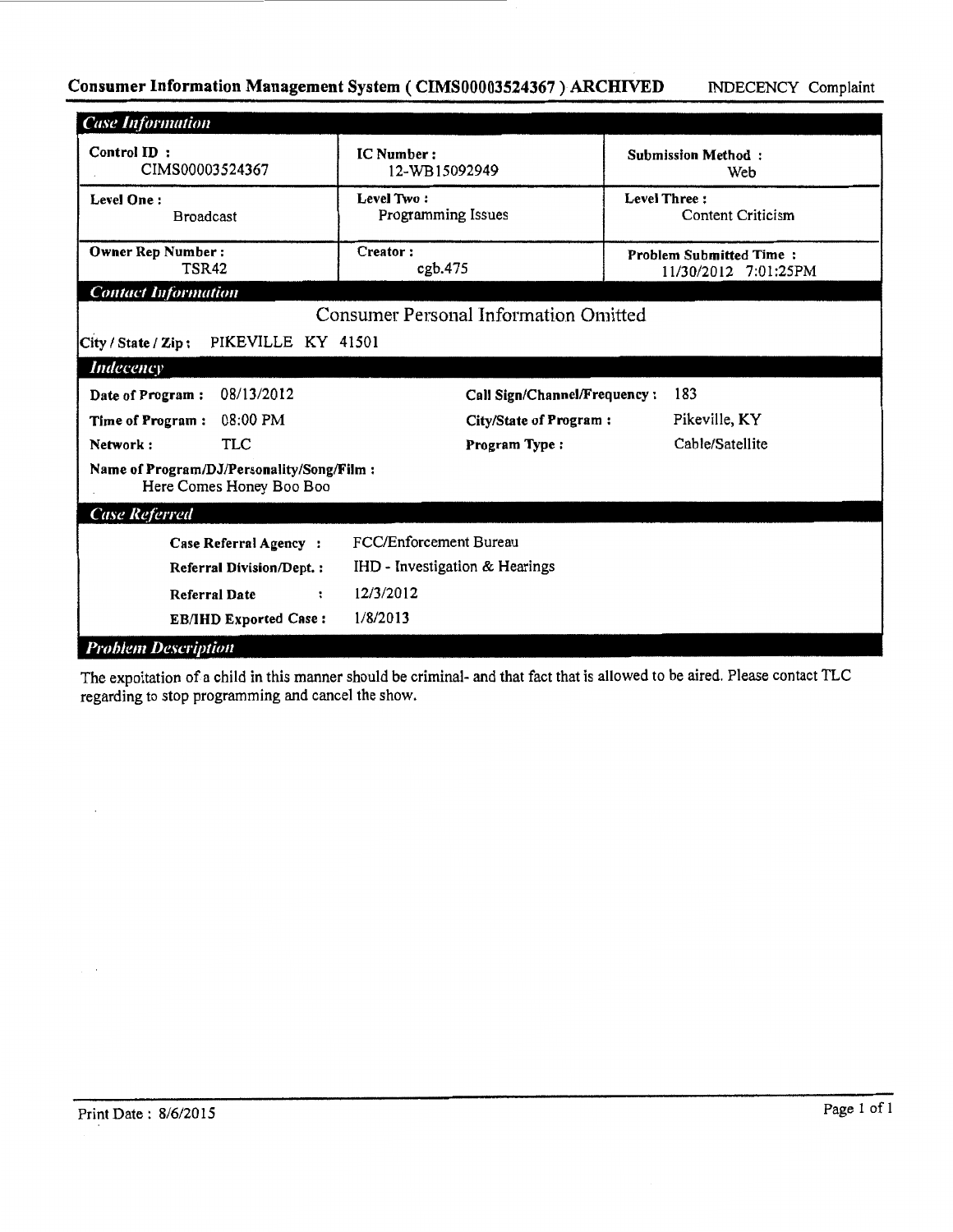## Consumer Information Management System ( CIMS00003524367 ) ARCHIVED

INDECENCY Complaint

### Case Information

| Control ID : CIMS00003524367 | IC Number : 12-WB15092949 | Submission Method : Web |
|---|---|---|
| Level One : Broadcast | Level Two : Programming Issues | Level Three : Content Criticism |
| Owner Rep Number : TSR42 | Creator : cgb.475 | Problem Submitted Time : 11/30/2012 7:01:25PM |

### Contact Information

Consumer Personal Information Omitted

**City / State / Zip :** PIKEVILLE KY 41501

### Indecency

| | | | |
|---|---|---|---|
| **Date of Program :** | 08/13/2012 | **Call Sign/Channel/Frequency :** | 183 |
| **Time of Program :** | 08:00 PM | **City/State of Program :** | Pikeville, KY |
| **Network :** | TLC | **Program Type :** | Cable/Satellite |

**Name of Program/DJ/Personality/Song/Film :** Here Comes Honey Boo Boo

### Case Referred

| | |
|---|---|
| **Case Referral Agency :** | FCC/Enforcement Bureau |
| **Referral Division/Dept. :** | IHD - Investigation & Hearings |
| **Referral Date :** | 12/3/2012 |
| **EB/IHD Exported Case :** | 1/8/2013 |

### Problem Description

The expoitation of a child in this manner should be criminal- and that fact that is allowed to be aired. Please contact TLC regarding to stop programming and cancel the show.

Print Date : 8/6/2015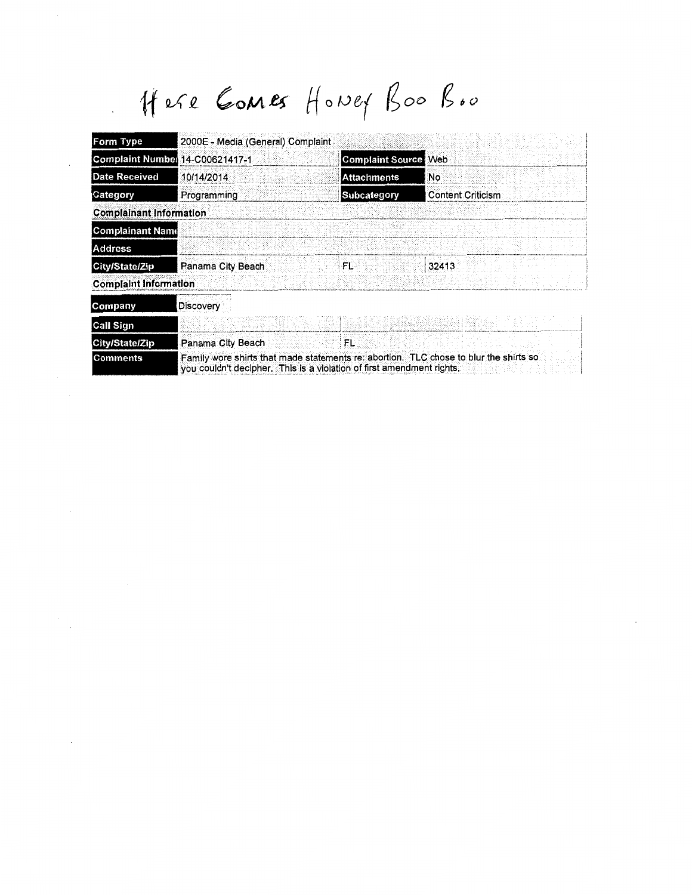Here Comes Honey Boo Boo

| | | | |
|---|---|---|---|
| Form Type | 2000E - Media (General) Complaint | | |
| Complaint Number | 14-C00621417-1 | Complaint Source | Web |
| Date Received | 10/14/2014 | Attachments | No |
| Category | Programming | Subcategory | Content Criticism |
| **Complainant Information** | | | |
| Complainant Name | | | |
| Address | | | |
| City/State/Zip | Panama City Beach | FL | 32413 |
| **Complaint Information** | | | |
| Company | Discovery | | |
| Call Sign | | | |
| City/State/Zip | Panama City Beach | FL | |
| Comments | Family wore shirts that made statements re: abortion. TLC chose to blur the shirts so you couldn't decipher. This is a violation of first amendment rights. | | |